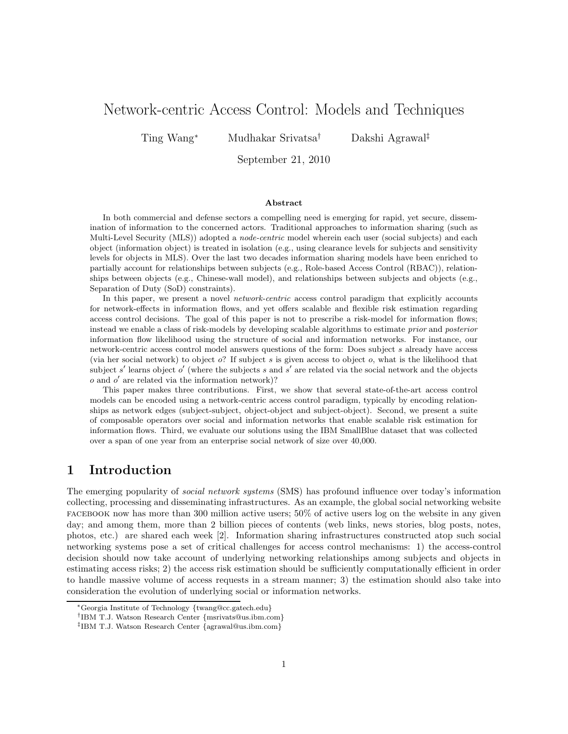# Network-centric Access Control: Models and Techniques

Ting Wang[*] Mudhakar Srivatsa[†] Dakshi Agrawal[‡]

September 21, 2010

### Abstract

In both commercial and defense sectors a compelling need is emerging for rapid, yet secure, dissemination of information to the concerned actors. Traditional approaches to information sharing (such as Multi-Level Security (MLS)) adopted a *node-centric* model wherein each user (social subjects) and each object (information object) is treated in isolation (e.g., using clearance levels for subjects and sensitivity levels for objects in MLS). Over the last two decades information sharing models have been enriched to partially account for relationships between subjects (e.g., Role-based Access Control (RBAC)), relationships between objects (e.g., Chinese-wall model), and relationships between subjects and objects (e.g., Separation of Duty (SoD) constraints).

In this paper, we present a novel *network-centric* access control paradigm that explicitly accounts for network-effects in information flows, and yet offers scalable and flexible risk estimation regarding access control decisions. The goal of this paper is not to prescribe a risk-model for information flows; instead we enable a class of risk-models by developing scalable algorithms to estimate *prior* and *posterior* information flow likelihood using the structure of social and information networks. For instance, our network-centric access control model answers questions of the form: Does subject $s$ already have access (via her social network) to object $o$? If subject $s$ is given access to object $o$, what is the likelihood that subject $s'$ learns object $o'$ (where the subjects $s$ and $s'$ are related via the social network and the objects $o$ and $o'$ are related via the information network)?

This paper makes three contributions. First, we show that several state-of-the-art access control models can be encoded using a network-centric access control paradigm, typically by encoding relationships as network edges (subject-subject, object-object and subject-object). Second, we present a suite of composable operators over social and information networks that enable scalable risk estimation for information flows. Third, we evaluate our solutions using the IBM SmallBlue dataset that was collected over a span of one year from an enterprise social network of size over 40,000.

## 1 Introduction

The emerging popularity of *social network systems* (SMS) has profound influence over today's information collecting, processing and disseminating infrastructures. As an example, the global social networking website FACEBOOK now has more than 300 million active users; 50% of active users log on the website in any given day; and among them, more than 2 billion pieces of contents (web links, news stories, blog posts, notes, photos, etc.) are shared each week [2]. Information sharing infrastructures constructed atop such social networking systems pose a set of critical challenges for access control mechanisms: 1) the access-control decision should now take account of underlying networking relationships among subjects and objects in estimating access risks; 2) the access risk estimation should be sufficiently computationally efficient in order to handle massive volume of access requests in a stream manner; 3) the estimation should also take into consideration the evolution of underlying social or information networks.

[*] Georgia Institute of Technology {twang@cc.gatech.edu}

[†] IBM T.J. Watson Research Center {msrivats@us.ibm.com}

[‡] IBM T.J. Watson Research Center {agrawal@us.ibm.com}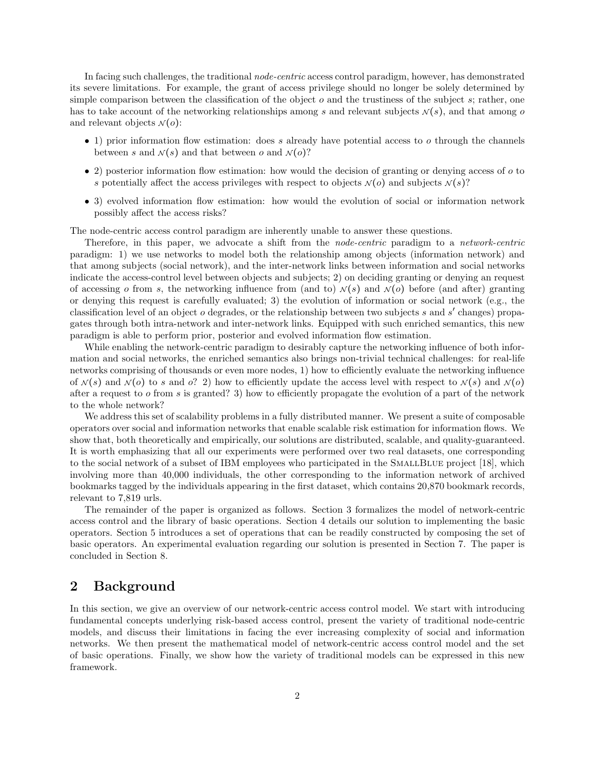In facing such challenges, the traditional *node-centric* access control paradigm, however, has demonstrated its severe limitations. For example, the grant of access privilege should no longer be solely determined by simple comparison between the classification of the object $o$ and the trustiness of the subject $s$; rather, one has to take account of the networking relationships among $s$ and relevant subjects $\mathcal{N}(s)$, and that among $o$ and relevant objects $\mathcal{N}(o)$:

- 1) prior information flow estimation: does $s$ already have potential access to $o$ through the channels between $s$ and $\mathcal{N}(s)$ and that between $o$ and $\mathcal{N}(o)$?
- 2) posterior information flow estimation: how would the decision of granting or denying access of $o$ to $s$ potentially affect the access privileges with respect to objects $\mathcal{N}(o)$ and subjects $\mathcal{N}(s)$?
- 3) evolved information flow estimation: how would the evolution of social or information network possibly affect the access risks?

The node-centric access control paradigm are inherently unable to answer these questions.

Therefore, in this paper, we advocate a shift from the *node-centric* paradigm to a *network-centric* paradigm: 1) we use networks to model both the relationship among objects (information network) and that among subjects (social network), and the inter-network links between information and social networks indicate the access-control level between objects and subjects; 2) on deciding granting or denying an request of accessing $o$ from $s$, the networking influence from (and to) $\mathcal{N}(s)$ and $\mathcal{N}(o)$ before (and after) granting or denying this request is carefully evaluated; 3) the evolution of information or social network (e.g., the classification level of an object $o$ degrades, or the relationship between two subjects $s$ and $s'$ changes) propagates through both intra-network and inter-network links. Equipped with such enriched semantics, this new paradigm is able to perform prior, posterior and evolved information flow estimation.

While enabling the network-centric paradigm to desirably capture the networking influence of both information and social networks, the enriched semantics also brings non-trivial technical challenges: for real-life networks comprising of thousands or even more nodes, 1) how to efficiently evaluate the networking influence of $\mathcal{N}(s)$ and $\mathcal{N}(o)$ to $s$ and $o$? 2) how to efficiently update the access level with respect to $\mathcal{N}(s)$ and $\mathcal{N}(o)$ after a request to $o$ from $s$ is granted? 3) how to efficiently propagate the evolution of a part of the network to the whole network?

We address this set of scalability problems in a fully distributed manner. We present a suite of composable operators over social and information networks that enable scalable risk estimation for information flows. We show that, both theoretically and empirically, our solutions are distributed, scalable, and quality-guaranteed. It is worth emphasizing that all our experiments were performed over two real datasets, one corresponding to the social network of a subset of IBM employees who participated in the SmallBlue project [18], which involving more than 40,000 individuals, the other corresponding to the information network of archived bookmarks tagged by the individuals appearing in the first dataset, which contains 20,870 bookmark records, relevant to 7,819 urls.

The remainder of the paper is organized as follows. Section 3 formalizes the model of network-centric access control and the library of basic operations. Section 4 details our solution to implementing the basic operators. Section 5 introduces a set of operations that can be readily constructed by composing the set of basic operators. An experimental evaluation regarding our solution is presented in Section 7. The paper is concluded in Section 8.

## 2 Background

In this section, we give an overview of our network-centric access control model. We start with introducing fundamental concepts underlying risk-based access control, present the variety of traditional node-centric models, and discuss their limitations in facing the ever increasing complexity of social and information networks. We then present the mathematical model of network-centric access control model and the set of basic operations. Finally, we show how the variety of traditional models can be expressed in this new framework.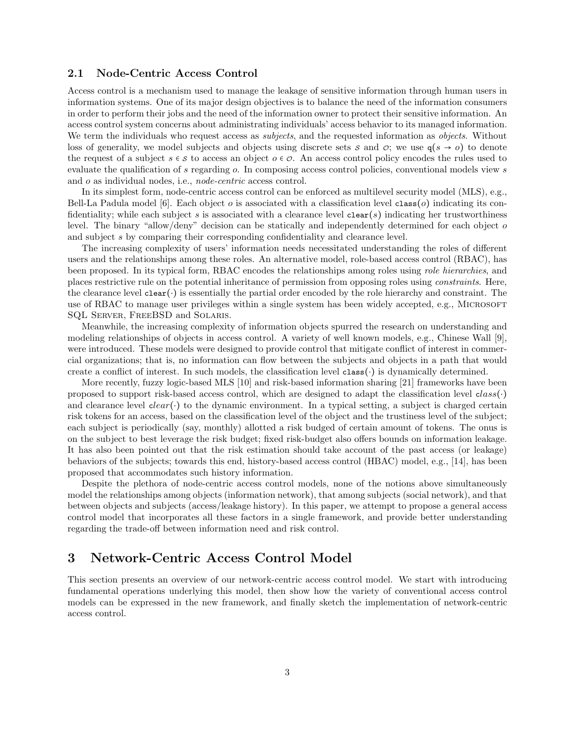### 2.1 Node-Centric Access Control

Access control is a mechanism used to manage the leakage of sensitive information through human users in information systems. One of its major design objectives is to balance the need of the information consumers in order to perform their jobs and the need of the information owner to protect their sensitive information. An access control system concerns about administrating individuals' access behavior to its managed information. We term the individuals who request access as *subjects*, and the requested information as *objects*. Without loss of generality, we model subjects and objects using discrete sets $\mathcal{S}$ and $\mathcal{O}$; we use $\mathtt{q}(s \to o)$ to denote the request of a subject $s \in \mathcal{S}$ to access an object $o \in \mathcal{O}$. An access control policy encodes the rules used to evaluate the qualification of $s$ regarding $o$. In composing access control policies, conventional models view $s$ and $o$ as individual nodes, i.e., *node-centric* access control.

In its simplest form, node-centric access control can be enforced as multilevel security model (MLS), e.g., Bell-La Padula model [6]. Each object $o$ is associated with a classification level $\mathtt{class}(o)$ indicating its confidentiality; while each subject $s$ is associated with a clearance level $\mathtt{clear}(s)$ indicating her trustworthiness level. The binary "allow/deny" decision can be statically and independently determined for each object $o$ and subject $s$ by comparing their corresponding confidentiality and clearance level.

The increasing complexity of users' information needs necessitated understanding the roles of different users and the relationships among these roles. An alternative model, role-based access control (RBAC), has been proposed. In its typical form, RBAC encodes the relationships among roles using *role hierarchies*, and places restrictive rule on the potential inheritance of permission from opposing roles using *constraints*. Here, the clearance level $\mathtt{clear}(\cdot)$ is essentially the partial order encoded by the role hierarchy and constraint. The use of RBAC to manage user privileges within a single system has been widely accepted, e.g., Microsoft SQL Server, FreeBSD and Solaris.

Meanwhile, the increasing complexity of information objects spurred the research on understanding and modeling relationships of objects in access control. A variety of well known models, e.g., Chinese Wall [9], were introduced. These models were designed to provide control that mitigate conflict of interest in commercial organizations; that is, no information can flow between the subjects and objects in a path that would create a conflict of interest. In such models, the classification level $\mathtt{class}(\cdot)$ is dynamically determined.

More recently, fuzzy logic-based MLS [10] and risk-based information sharing [21] frameworks have been proposed to support risk-based access control, which are designed to adapt the classification level $class(\cdot)$ and clearance level $clear(\cdot)$ to the dynamic environment. In a typical setting, a subject is charged certain risk tokens for an access, based on the classification level of the object and the trustiness level of the subject; each subject is periodically (say, monthly) allotted a risk budged of certain amount of tokens. The onus is on the subject to best leverage the risk budget; fixed risk-budget also offers bounds on information leakage. It has also been pointed out that the risk estimation should take account of the past access (or leakage) behaviors of the subjects; towards this end, history-based access control (HBAC) model, e.g., [14], has been proposed that accommodates such history information.

Despite the plethora of node-centric access control models, none of the notions above simultaneously model the relationships among objects (information network), that among subjects (social network), and that between objects and subjects (access/leakage history). In this paper, we attempt to propose a general access control model that incorporates all these factors in a single framework, and provide better understanding regarding the trade-off between information need and risk control.

# 3 Network-Centric Access Control Model

This section presents an overview of our network-centric access control model. We start with introducing fundamental operations underlying this model, then show how the variety of conventional access control models can be expressed in the new framework, and finally sketch the implementation of network-centric access control.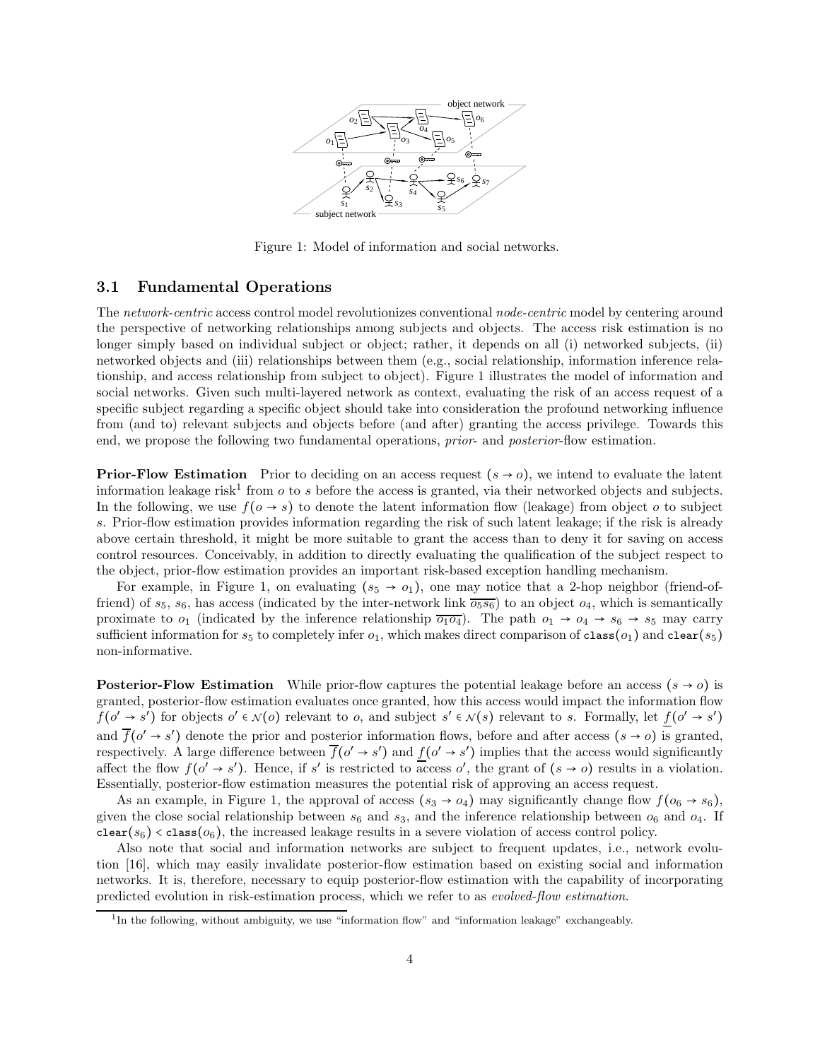Figure 1: Model of information and social networks.

### 3.1 Fundamental Operations

The *network-centric* access control model revolutionizes conventional *node-centric* model by centering around the perspective of networking relationships among subjects and objects. The access risk estimation is no longer simply based on individual subject or object; rather, it depends on all (i) networked subjects, (ii) networked objects and (iii) relationships between them (e.g., social relationship, information inference relationship, and access relationship from subject to object). Figure 1 illustrates the model of information and social networks. Given such multi-layered network as context, evaluating the risk of an access request of a specific subject regarding a specific object should take into consideration the profound networking influence from (and to) relevant subjects and objects before (and after) granting the access privilege. Towards this end, we propose the following two fundamental operations, *prior*- and *posterior*-flow estimation.

**Prior-Flow Estimation** Prior to deciding on an access request $(s \to o)$, we intend to evaluate the latent information leakage risk[1] from $o$ to $s$ before the access is granted, via their networked objects and subjects. In the following, we use $f(o \to s)$ to denote the latent information flow (leakage) from object $o$ to subject $s$. Prior-flow estimation provides information regarding the risk of such latent leakage; if the risk is already above certain threshold, it might be more suitable to grant the access than to deny it for saving on access control resources. Conceivably, in addition to directly evaluating the qualification of the subject respect to the object, prior-flow estimation provides an important risk-based exception handling mechanism.

For example, in Figure 1, on evaluating $(s_5 \to o_1)$, one may notice that a 2-hop neighbor (friend-of-friend) of $s_5$, $s_6$, has access (indicated by the inter-network link $\overline{o_5 s_6}$) to an object $o_4$, which is semantically proximate to $o_1$ (indicated by the inference relationship $\overline{o_1 o_4}$). The path $o_1 \to o_4 \to s_6 \to s_5$ may carry sufficient information for $s_5$ to completely infer $o_1$, which makes direct comparison of $\texttt{class}(o_1)$ and $\texttt{clear}(s_5)$ non-informative.

**Posterior-Flow Estimation** While prior-flow captures the potential leakage before an access $(s \to o)$ is granted, posterior-flow estimation evaluates once granted, how this access would impact the information flow $f(o' \to s')$ for objects $o' \in \mathcal{N}(o)$ relevant to $o$, and subject $s' \in \mathcal{N}(s)$ relevant to $s$. Formally, let $\underline{f}(o' \to s')$ and $\overline{f}(o' \to s')$ denote the prior and posterior information flows, before and after access $(s \to o)$ is granted, respectively. A large difference between $\overline{f}(o' \to s')$ and $\underline{f}(o' \to s')$ implies that the access would significantly affect the flow $f(o' \to s')$. Hence, if $s'$ is restricted to access $o'$, the grant of $(s \to o)$ results in a violation. Essentially, posterior-flow estimation measures the potential risk of approving an access request.

As an example, in Figure 1, the approval of access $(s_3 \to o_4)$ may significantly change flow $f(o_6 \to s_6)$, given the close social relationship between $s_6$ and $s_3$, and the inference relationship between $o_6$ and $o_4$. If $\texttt{clear}(s_6) < \texttt{class}(o_6)$, the increased leakage results in a severe violation of access control policy.

Also note that social and information networks are subject to frequent updates, i.e., network evolution [16], which may easily invalidate posterior-flow estimation based on existing social and information networks. It is, therefore, necessary to equip posterior-flow estimation with the capability of incorporating predicted evolution in risk-estimation process, which we refer to as *evolved-flow estimation*.

[1] In the following, without ambiguity, we use "information flow" and "information leakage" exchangeably.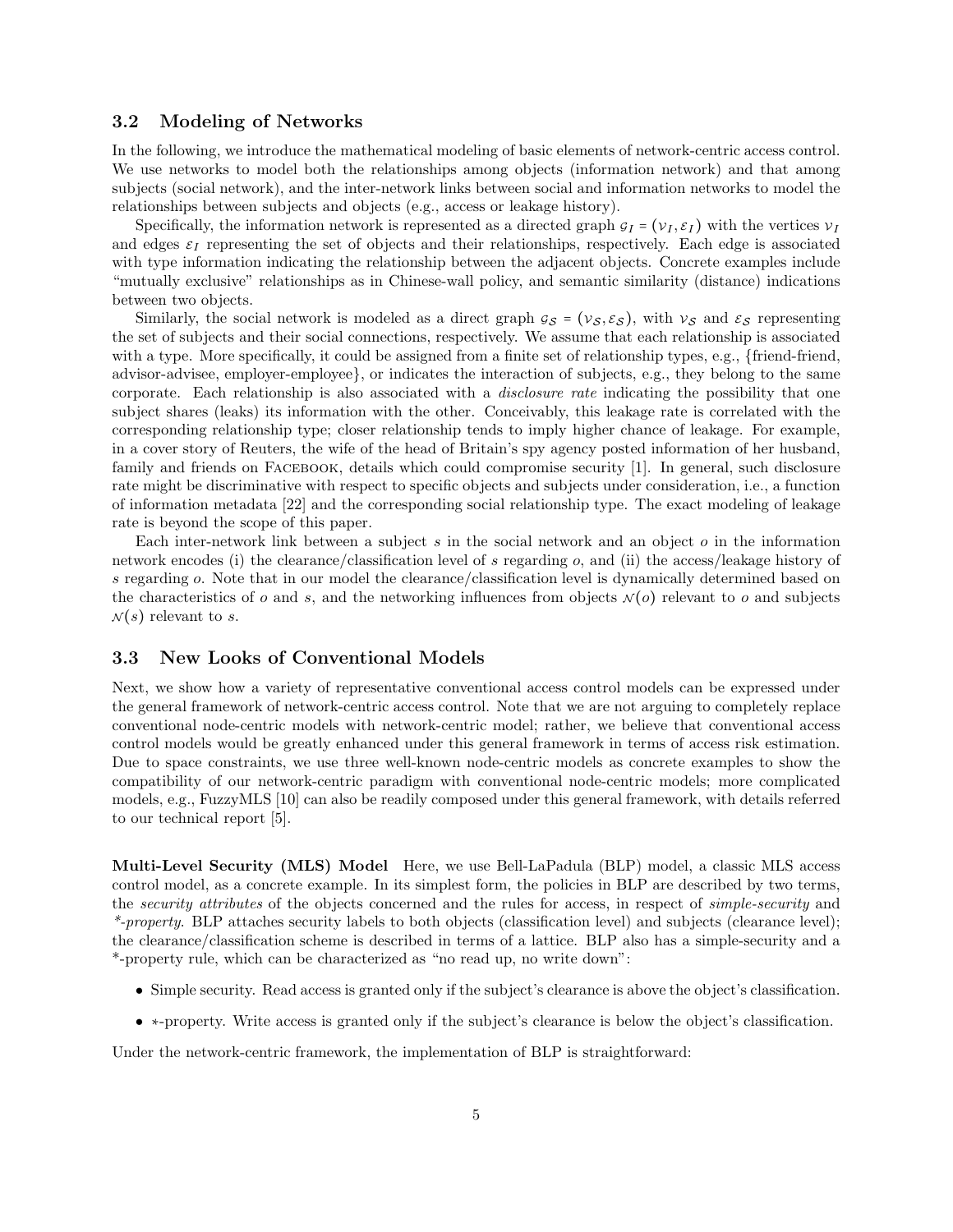### 3.2 Modeling of Networks

In the following, we introduce the mathematical modeling of basic elements of network-centric access control. We use networks to model both the relationships among objects (information network) and that among subjects (social network), and the inter-network links between social and information networks to model the relationships between subjects and objects (e.g., access or leakage history).

Specifically, the information network is represented as a directed graph $\mathcal{G}_I = (\mathcal{V}_I, \mathcal{E}_I)$ with the vertices $\mathcal{V}_I$ and edges $\mathcal{E}_I$ representing the set of objects and their relationships, respectively. Each edge is associated with type information indicating the relationship between the adjacent objects. Concrete examples include "mutually exclusive" relationships as in Chinese-wall policy, and semantic similarity (distance) indications between two objects.

Similarly, the social network is modeled as a direct graph $\mathcal{G}_\mathcal{S} = (\mathcal{V}_\mathcal{S}, \mathcal{E}_\mathcal{S})$, with $\mathcal{V}_\mathcal{S}$ and $\mathcal{E}_\mathcal{S}$ representing the set of subjects and their social connections, respectively. We assume that each relationship is associated with a type. More specifically, it could be assigned from a finite set of relationship types, e.g., {friend-friend, advisor-advisee, employer-employee}, or indicates the interaction of subjects, e.g., they belong to the same corporate. Each relationship is also associated with a *disclosure rate* indicating the possibility that one subject shares (leaks) its information with the other. Conceivably, this leakage rate is correlated with the corresponding relationship type; closer relationship tends to imply higher chance of leakage. For example, in a cover story of Reuters, the wife of the head of Britain's spy agency posted information of her husband, family and friends on Facebook, details which could compromise security [1]. In general, such disclosure rate might be discriminative with respect to specific objects and subjects under consideration, i.e., a function of information metadata [22] and the corresponding social relationship type. The exact modeling of leakage rate is beyond the scope of this paper.

Each inter-network link between a subject $s$ in the social network and an object $o$ in the information network encodes (i) the clearance/classification level of $s$ regarding $o$, and (ii) the access/leakage history of $s$ regarding $o$. Note that in our model the clearance/classification level is dynamically determined based on the characteristics of $o$ and $s$, and the networking influences from objects $\mathcal{N}(o)$ relevant to $o$ and subjects $\mathcal{N}(s)$ relevant to $s$.

### 3.3 New Looks of Conventional Models

Next, we show how a variety of representative conventional access control models can be expressed under the general framework of network-centric access control. Note that we are not arguing to completely replace conventional node-centric models with network-centric model; rather, we believe that conventional access control models would be greatly enhanced under this general framework in terms of access risk estimation. Due to space constraints, we use three well-known node-centric models as concrete examples to show the compatibility of our network-centric paradigm with conventional node-centric models; more complicated models, e.g., FuzzyMLS [10] can also be readily composed under this general framework, with details referred to our technical report [5].

**Multi-Level Security (MLS) Model** Here, we use Bell-LaPadula (BLP) model, a classic MLS access control model, as a concrete example. In its simplest form, the policies in BLP are described by two terms, the *security attributes* of the objects concerned and the rules for access, in respect of *simple-security* and *\*-property*. BLP attaches security labels to both objects (classification level) and subjects (clearance level); the clearance/classification scheme is described in terms of a lattice. BLP also has a simple-security and a *-property rule, which can be characterized as "no read up, no write down":

- Simple security. Read access is granted only if the subject's clearance is above the object's classification.
- $*$-property. Write access is granted only if the subject's clearance is below the object's classification.

Under the network-centric framework, the implementation of BLP is straightforward: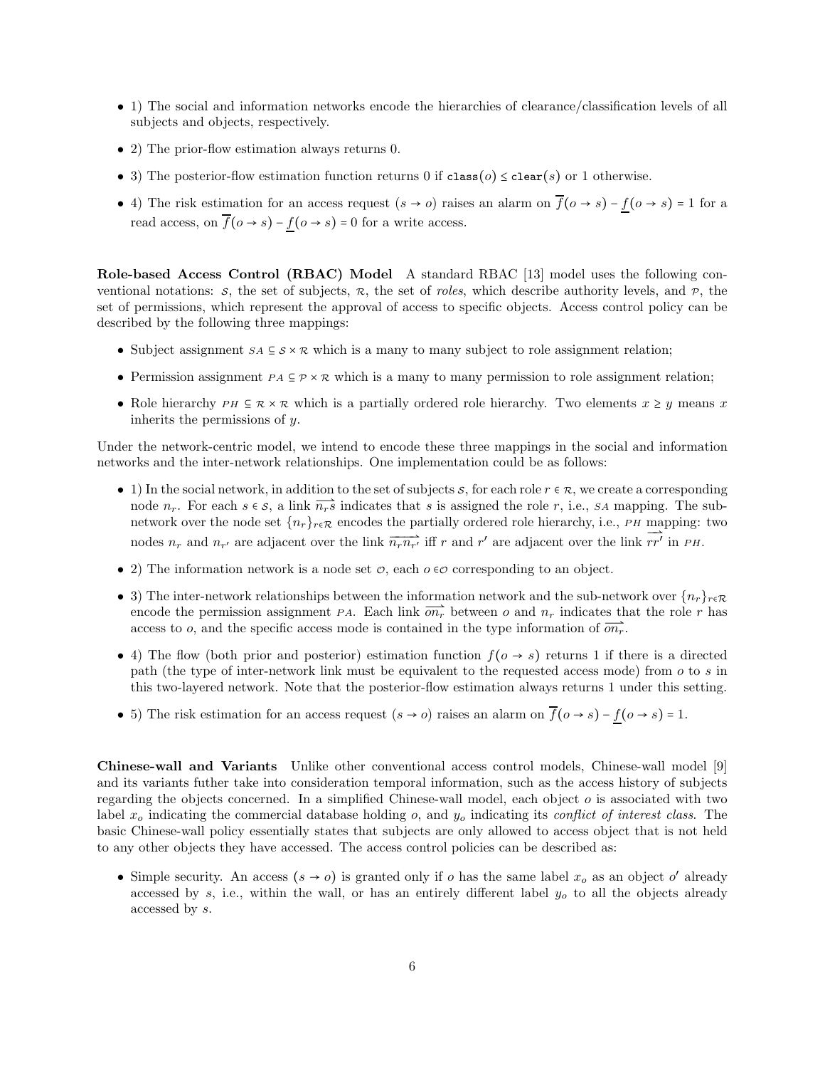- 1) The social and information networks encode the hierarchies of clearance/classification levels of all subjects and objects, respectively.
- 2) The prior-flow estimation always returns 0.
- 3) The posterior-flow estimation function returns 0 if $\texttt{class}(o) \le \texttt{clear}(s)$ or 1 otherwise.
- 4) The risk estimation for an access request $(s \to o)$ raises an alarm on $\overline{f}(o \to s) - \underline{f}(o \to s) = 1$ for a read access, on $\overline{f}(o \to s) - \underline{f}(o \to s) = 0$ for a write access.

**Role-based Access Control (RBAC) Model** A standard RBAC [13] model uses the following conventional notations: $\mathcal{S}$, the set of subjects, $\mathcal{R}$, the set of *roles*, which describe authority levels, and $\mathcal{P}$, the set of permissions, which represent the approval of access to specific objects. Access control policy can be described by the following three mappings:

- Subject assignment $\mathcal{SA} \subseteq \mathcal{S} \times \mathcal{R}$ which is a many to many subject to role assignment relation;
- Permission assignment $\mathcal{PA} \subseteq \mathcal{P} \times \mathcal{R}$ which is a many to many permission to role assignment relation;
- Role hierarchy $\mathcal{PH} \subseteq \mathcal{R} \times \mathcal{R}$ which is a partially ordered role hierarchy. Two elements $x \ge y$ means $x$ inherits the permissions of $y$.

Under the network-centric model, we intend to encode these three mappings in the social and information networks and the inter-network relationships. One implementation could be as follows:

- 1) In the social network, in addition to the set of subjects $\mathcal{S}$, for each role $r \in \mathcal{R}$, we create a corresponding node $n_r$. For each $s \in \mathcal{S}$, a link $\overrightarrow{n_r s}$ indicates that $s$ is assigned the role $r$, i.e., $\mathcal{SA}$ mapping. The sub-network over the node set $\{n_r\}_{r \in \mathcal{R}}$ encodes the partially ordered role hierarchy, i.e., $\mathcal{PH}$ mapping: two nodes $n_r$ and $n_{r'}$ are adjacent over the link $\overrightarrow{n_r n_{r'}}$ iff $r$ and $r'$ are adjacent over the link $\overrightarrow{rr'}$ in $\mathcal{PH}$.
- 2) The information network is a node set $\mathcal{O}$, each $o \in \mathcal{O}$ corresponding to an object.
- 3) The inter-network relationships between the information network and the sub-network over $\{n_r\}_{r \in \mathcal{R}}$ encode the permission assignment $\mathcal{PA}$. Each link $\overrightarrow{on_r}$ between $o$ and $n_r$ indicates that the role $r$ has access to $o$, and the specific access mode is contained in the type information of $\overrightarrow{on_r}$.
- 4) The flow (both prior and posterior) estimation function $f(o \to s)$ returns 1 if there is a directed path (the type of inter-network link must be equivalent to the requested access mode) from $o$ to $s$ in this two-layered network. Note that the posterior-flow estimation always returns 1 under this setting.
- 5) The risk estimation for an access request $(s \to o)$ raises an alarm on $\overline{f}(o \to s) - \underline{f}(o \to s) = 1$.

**Chinese-wall and Variants** Unlike other conventional access control models, Chinese-wall model [9] and its variants futher take into consideration temporal information, such as the access history of subjects regarding the objects concerned. In a simplified Chinese-wall model, each object $o$ is associated with two label $x_o$ indicating the commercial database holding $o$, and $y_o$ indicating its *conflict of interest class*. The basic Chinese-wall policy essentially states that subjects are only allowed to access object that is not held to any other objects they have accessed. The access control policies can be described as:

- Simple security. An access $(s \to o)$ is granted only if $o$ has the same label $x_o$ as an object $o'$ already accessed by $s$, i.e., within the wall, or has an entirely different label $y_o$ to all the objects already accessed by $s$.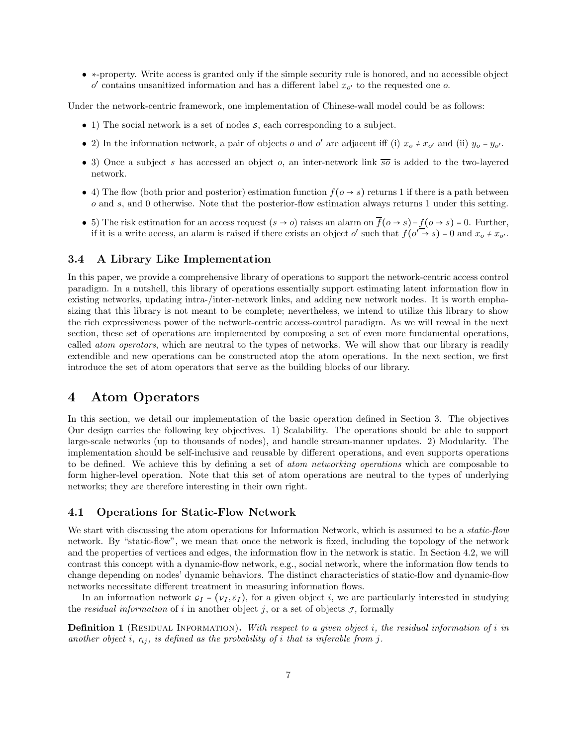- $*$-property. Write access is granted only if the simple security rule is honored, and no accessible object $o'$ contains unsanitized information and has a different label $x_{o'}$ to the requested one $o$.

Under the network-centric framework, one implementation of Chinese-wall model could be as follows:

- 1) The social network is a set of nodes $\mathcal{S}$, each corresponding to a subject.
- 2) In the information network, a pair of objects $o$ and $o'$ are adjacent iff (i) $x_o \neq x_{o'}$ and (ii) $y_o = y_{o'}$.
- 3) Once a subject $s$ has accessed an object $o$, an inter-network link $\overline{so}$ is added to the two-layered network.
- 4) The flow (both prior and posterior) estimation function $f(o \to s)$ returns 1 if there is a path between $o$ and $s$, and 0 otherwise. Note that the posterior-flow estimation always returns 1 under this setting.
- 5) The risk estimation for an access request $(s \to o)$ raises an alarm on $\overline{f}(o \to s) - \underline{f}(o \to s) = 0$. Further, if it is a write access, an alarm is raised if there exists an object $o'$ such that $f(o' \to s) = 0$ and $x_o \neq x_{o'}$.

### 3.4 A Library Like Implementation

In this paper, we provide a comprehensive library of operations to support the network-centric access control paradigm. In a nutshell, this library of operations essentially support estimating latent information flow in existing networks, updating intra-/inter-network links, and adding new network nodes. It is worth emphasizing that this library is not meant to be complete; nevertheless, we intend to utilize this library to show the rich expressiveness power of the network-centric access-control paradigm. As we will reveal in the next section, these set of operations are implemented by composing a set of even more fundamental operations, called *atom operators*, which are neutral to the types of networks. We will show that our library is readily extendible and new operations can be constructed atop the atom operations. In the next section, we first introduce the set of atom operators that serve as the building blocks of our library.

## 4 Atom Operators

In this section, we detail our implementation of the basic operation defined in Section 3. The objectives Our design carries the following key objectives. 1) Scalability. The operations should be able to support large-scale networks (up to thousands of nodes), and handle stream-manner updates. 2) Modularity. The implementation should be self-inclusive and reusable by different operations, and even supports operations to be defined. We achieve this by defining a set of *atom networking operations* which are composable to form higher-level operation. Note that this set of atom operations are neutral to the types of underlying networks; they are therefore interesting in their own right.

### 4.1 Operations for Static-Flow Network

We start with discussing the atom operations for Information Network, which is assumed to be a *static-flow* network. By "static-flow", we mean that once the network is fixed, including the topology of the network and the properties of vertices and edges, the information flow in the network is static. In Section 4.2, we will contrast this concept with a dynamic-flow network, e.g., social network, where the information flow tends to change depending on nodes' dynamic behaviors. The distinct characteristics of static-flow and dynamic-flow networks necessitate different treatment in measuring information flows.

In an information network $\mathcal{G}_I = (\mathcal{V}_I, \mathcal{E}_I)$, for a given object $i$, we are particularly interested in studying the *residual information* of $i$ in another object $j$, or a set of objects $\mathcal{J}$, formally

**Definition 1** (Residual Information). *With respect to a given object $i$, the residual information of $i$ in another object $i$, $r_{ij}$, is defined as the probability of $i$ that is inferable from $j$.*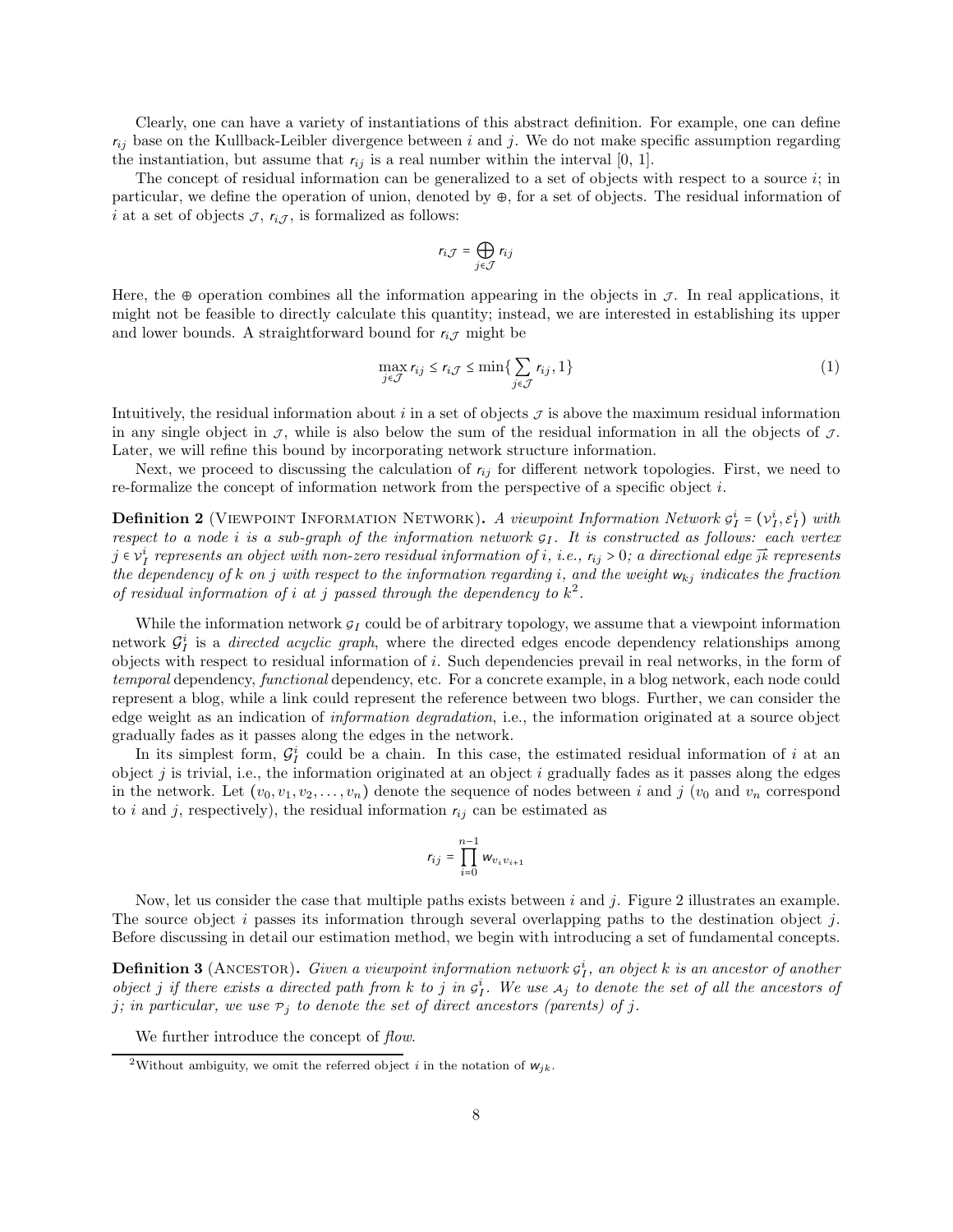Clearly, one can have a variety of instantiations of this abstract definition. For example, one can define $r_{ij}$ base on the Kullback-Leibler divergence between $i$ and $j$. We do not make specific assumption regarding the instantiation, but assume that $r_{ij}$ is a real number within the interval [0, 1].

The concept of residual information can be generalized to a set of objects with respect to a source $i$; in particular, we define the operation of union, denoted by $\oplus$, for a set of objects. The residual information of $i$ at a set of objects $\mathcal{J}$, $r_{i\mathcal{J}}$, is formalized as follows:

$$r_{i\mathcal{J}} = \bigoplus_{j \in \mathcal{J}} r_{ij}$$

Here, the $\oplus$ operation combines all the information appearing in the objects in $\mathcal{J}$. In real applications, it might not be feasible to directly calculate this quantity; instead, we are interested in establishing its upper and lower bounds. A straightforward bound for $r_{i\mathcal{J}}$ might be

$$\max_{j \in \mathcal{J}} r_{ij} \leq r_{i\mathcal{J}} \leq \min\{\sum_{j \in \mathcal{J}} r_{ij}, 1\} \tag{1}$$

Intuitively, the residual information about $i$ in a set of objects $\mathcal{J}$ is above the maximum residual information in any single object in $\mathcal{J}$, while is also below the sum of the residual information in all the objects of $\mathcal{J}$. Later, we will refine this bound by incorporating network structure information.

Next, we proceed to discussing the calculation of $r_{ij}$ for different network topologies. First, we need to re-formalize the concept of information network from the perspective of a specific object $i$.

**Definition 2** (Viewpoint Information Network). *A viewpoint Information Network $\mathcal{G}_I^i = (\mathcal{V}_I^i, \mathcal{E}_I^i)$ with respect to a node $i$ is a sub-graph of the information network $\mathcal{G}_I$. It is constructed as follows: each vertex $j \in \mathcal{V}_I^i$ represents an object with non-zero residual information of $i$, i.e., $r_{ij} > 0$; a directional edge $\overrightarrow{jk}$ represents the dependency of $k$ on $j$ with respect to the information regarding $i$, and the weight $w_{kj}$ indicates the fraction of residual information of $i$ at $j$ passed through the dependency to $k$*[2].

While the information network $\mathcal{G}_I$ could be of arbitrary topology, we assume that a viewpoint information network $\mathcal{G}_I^i$ is a *directed acyclic graph*, where the directed edges encode dependency relationships among objects with respect to residual information of $i$. Such dependencies prevail in real networks, in the form of *temporal* dependency, *functional* dependency, etc. For a concrete example, in a blog network, each node could represent a blog, while a link could represent the reference between two blogs. Further, we can consider the edge weight as an indication of *information degradation*, i.e., the information originated at a source object gradually fades as it passes along the edges in the network.

In its simplest form, $\mathcal{G}_I^i$ could be a chain. In this case, the estimated residual information of $i$ at an object $j$ is trivial, i.e., the information originated at an object $i$ gradually fades as it passes along the edges in the network. Let $(v_0, v_1, v_2, \ldots, v_n)$ denote the sequence of nodes between $i$ and $j$ ($v_0$ and $v_n$ correspond to $i$ and $j$, respectively), the residual information $r_{ij}$ can be estimated as

$$r_{ij} = \prod_{i=0}^{n-1} w_{v_i v_{i+1}}$$

Now, let us consider the case that multiple paths exists between $i$ and $j$. Figure 2 illustrates an example. The source object $i$ passes its information through several overlapping paths to the destination object $j$. Before discussing in detail our estimation method, we begin with introducing a set of fundamental concepts.

**Definition 3** (Ancestor). *Given a viewpoint information network $\mathcal{G}_I^i$, an object $k$ is an ancestor of another object $j$ if there exists a directed path from $k$ to $j$ in $\mathcal{G}_I^i$. We use $\mathcal{A}_j$ to denote the set of all the ancestors of $j$; in particular, we use $\mathcal{P}_j$ to denote the set of direct ancestors (parents) of $j$.*

We further introduce the concept of *flow*.

[2] Without ambiguity, we omit the referred object $i$ in the notation of $w_{jk}$.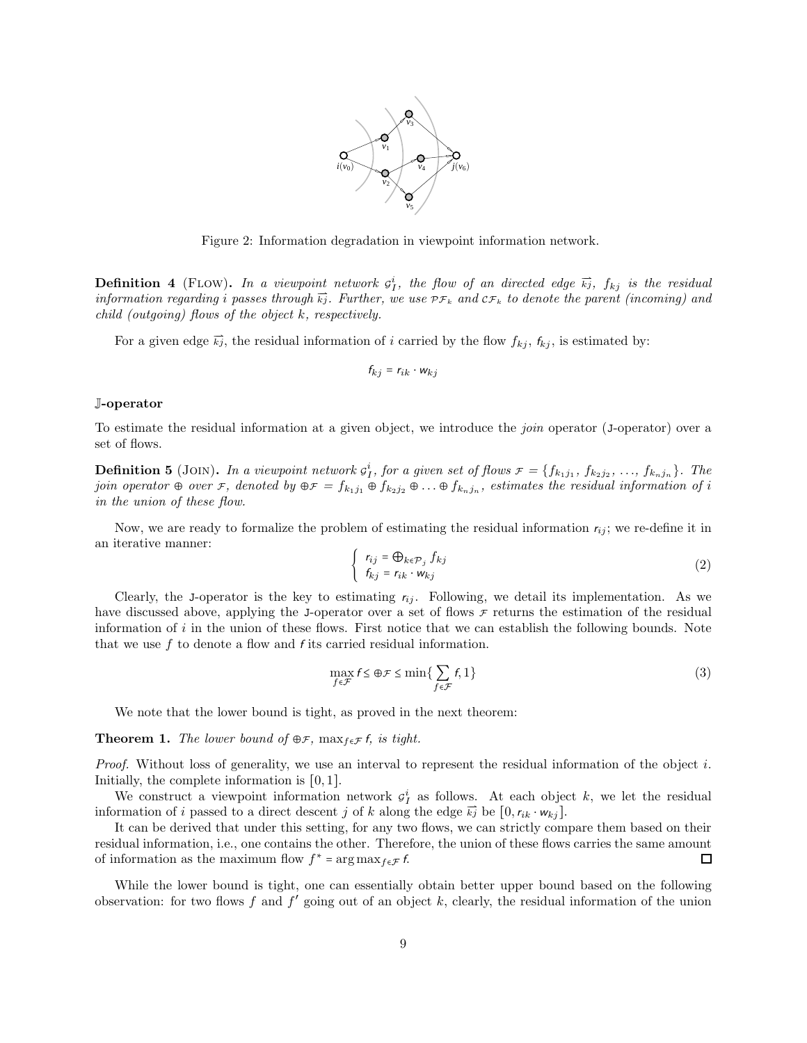Figure 2: Information degradation in viewpoint information network.

**Definition 4** (Flow)**.** *In a viewpoint network $\mathcal{G}_I^i$, the flow of an directed edge $\overrightarrow{kj}$, $f_{kj}$ is the residual information regarding $i$ passes through $\overrightarrow{kj}$. Further, we use $\mathcal{PF}_k$ and $\mathcal{CF}_k$ to denote the parent (incoming) and child (outgoing) flows of the object $k$, respectively.*

For a given edge $\overrightarrow{kj}$, the residual information of $i$ carried by the flow $f_{kj}$, $\mathsf{f}_{kj}$, is estimated by:

$$\mathsf{f}_{kj} = \mathsf{r}_{ik} \cdot \mathsf{w}_{kj}$$

**$\mathbb{J}$-operator**

To estimate the residual information at a given object, we introduce the *join* operator ($\mathbb{J}$-operator) over a set of flows.

**Definition 5** (Join)**.** *In a viewpoint network $\mathcal{G}_I^i$, for a given set of flows $\mathcal{F} = \{f_{k_1j_1}, f_{k_2j_2}, \ldots, f_{k_nj_n}\}$. The join operator $\oplus$ over $\mathcal{F}$, denoted by $\oplus\mathcal{F} = f_{k_1j_1} \oplus f_{k_2j_2} \oplus \ldots \oplus f_{k_nj_n}$, estimates the residual information of $i$ in the union of these flow.*

Now, we are ready to formalize the problem of estimating the residual information $\mathsf{r}_{ij}$; we re-define it in an iterative manner:

$$\begin{cases} \mathsf{r}_{ij} = \bigoplus_{k \in \mathcal{P}_j} f_{kj} \\ \mathsf{f}_{kj} = \mathsf{r}_{ik} \cdot \mathsf{w}_{kj} \end{cases} \tag{2}$$

Clearly, the $\mathbb{J}$-operator is the key to estimating $\mathsf{r}_{ij}$. Following, we detail its implementation. As we have discussed above, applying the $\mathbb{J}$-operator over a set of flows $\mathcal{F}$ returns the estimation of the residual information of $i$ in the union of these flows. First notice that we can establish the following bounds. Note that we use $f$ to denote a flow and $\mathsf{f}$ its carried residual information.

$$\max_{f \in \mathcal{F}} \mathsf{f} \leq \oplus\mathcal{F} \leq \min\{\sum_{f \in \mathcal{F}} \mathsf{f}, 1\} \tag{3}$$

We note that the lower bound is tight, as proved in the next theorem:

**Theorem 1.** *The lower bound of $\oplus\mathcal{F}$, $\max_{f \in \mathcal{F}} \mathsf{f}$, is tight.*

*Proof.* Without loss of generality, we use an interval to represent the residual information of the object $i$. Initially, the complete information is $[0, 1]$.

We construct a viewpoint information network $\mathcal{G}_I^i$ as follows. At each object $k$, we let the residual information of $i$ passed to a direct descent $j$ of $k$ along the edge $\overrightarrow{kj}$ be $[0, \mathsf{r}_{ik} \cdot \mathsf{w}_{kj}]$.

It can be derived that under this setting, for any two flows, we can strictly compare them based on their residual information, i.e., one contains the other. Therefore, the union of these flows carries the same amount of information as the maximum flow $f^* = \arg\max_{f \in \mathcal{F}} \mathsf{f}$. □

While the lower bound is tight, one can essentially obtain better upper bound based on the following observation: for two flows $f$ and $f'$ going out of an object $k$, clearly, the residual information of the union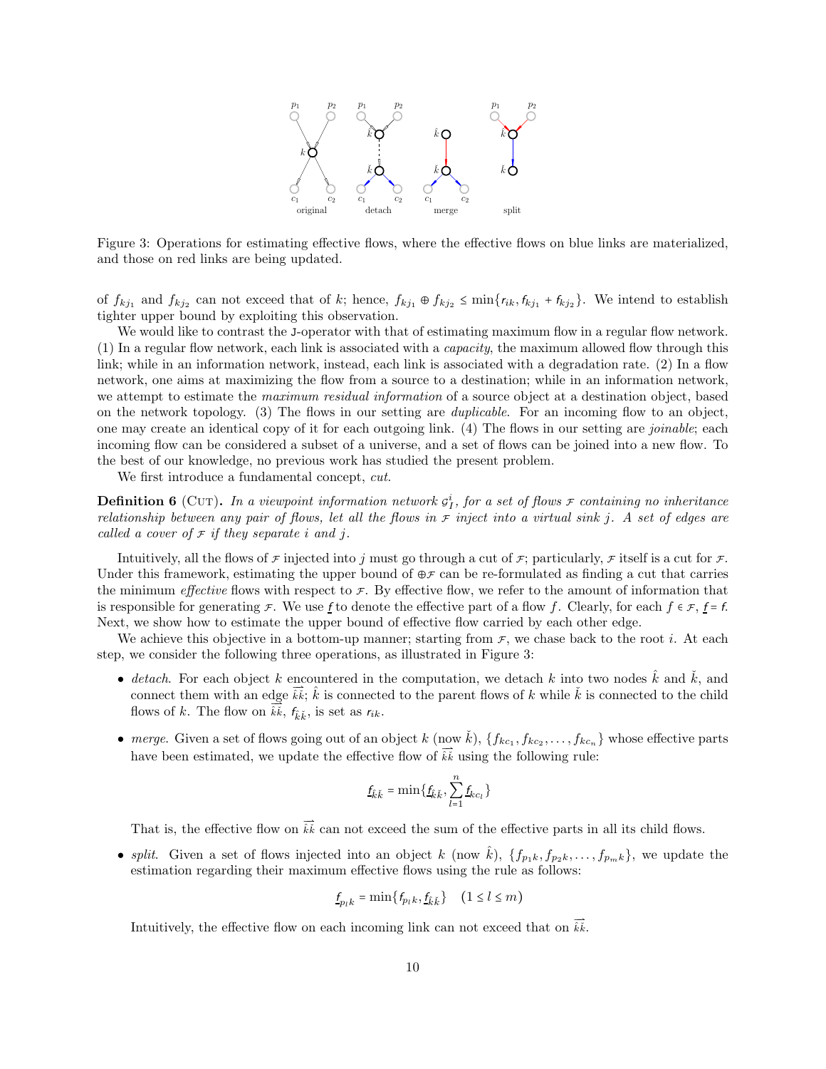Figure 3: Operations for estimating effective flows, where the effective flows on blue links are materialized, and those on red links are being updated.

of $f_{kj_1}$ and $f_{kj_2}$ can not exceed that of $k$; hence, $f_{kj_1} \oplus f_{kj_2} \le \min\{r_{ik}, f_{kj_1} + f_{kj_2}\}$. We intend to establish tighter upper bound by exploiting this observation.

We would like to contrast the J-operator with that of estimating maximum flow in a regular flow network. (1) In a regular flow network, each link is associated with a *capacity*, the maximum allowed flow through this link; while in an information network, instead, each link is associated with a degradation rate. (2) In a flow network, one aims at maximizing the flow from a source to a destination; while in an information network, we attempt to estimate the *maximum residual information* of a source object at a destination object, based on the network topology. (3) The flows in our setting are *duplicable*. For an incoming flow to an object, one may create an identical copy of it for each outgoing link. (4) The flows in our setting are *joinable*; each incoming flow can be considered a subset of a universe, and a set of flows can be joined into a new flow. To the best of our knowledge, no previous work has studied the present problem.

We first introduce a fundamental concept, *cut*.

**Definition 6** (Cut). *In a viewpoint information network $\mathcal{G}_I^i$, for a set of flows $\mathcal{F}$ containing no inheritance relationship between any pair of flows, let all the flows in $\mathcal{F}$ inject into a virtual sink $j$. A set of edges are called a cover of $\mathcal{F}$ if they separate $i$ and $j$.*

Intuitively, all the flows of $\mathcal{F}$ injected into $j$ must go through a cut of $\mathcal{F}$; particularly, $\mathcal{F}$ itself is a cut for $\mathcal{F}$. Under this framework, estimating the upper bound of $\oplus\mathcal{F}$ can be re-formulated as finding a cut that carries the minimum *effective* flows with respect to $\mathcal{F}$. By effective flow, we refer to the amount of information that is responsible for generating $\mathcal{F}$. We use $\underline{f}$ to denote the effective part of a flow $f$. Clearly, for each $f \in \mathcal{F}$, $\underline{f} = f$. Next, we show how to estimate the upper bound of effective flow carried by each other edge.

We achieve this objective in a bottom-up manner; starting from $\mathcal{F}$, we chase back to the root $i$. At each step, we consider the following three operations, as illustrated in Figure 3:

- *detach*. For each object $k$ encountered in the computation, we detach $k$ into two nodes $\hat{k}$ and $\check{k}$, and connect them with an edge $\overrightarrow{\hat{k}\check{k}}$; $\hat{k}$ is connected to the parent flows of $k$ while $\check{k}$ is connected to the child flows of $k$. The flow on $\overrightarrow{\hat{k}\check{k}}$, $f_{\hat{k}\check{k}}$, is set as $r_{ik}$.

- *merge*. Given a set of flows going out of an object $k$ (now $\check{k}$), $\{f_{kc_1}, f_{kc_2}, \ldots, f_{kc_n}\}$ whose effective parts have been estimated, we update the effective flow of $\overrightarrow{\hat{k}\check{k}}$ using the following rule:

$$\underline{f}_{\hat{k}\check{k}} = \min\{\underline{f}_{\hat{k}\check{k}}, \sum_{l=1}^{n} \underline{f}_{kc_l}\}$$

  That is, the effective flow on $\overrightarrow{\hat{k}\check{k}}$ can not exceed the sum of the effective parts in all its child flows.

- *split*. Given a set of flows injected into an object $k$ (now $\hat{k}$), $\{f_{p_1k}, f_{p_2k}, \ldots, f_{p_mk}\}$, we update the estimation regarding their maximum effective flows using the rule as follows:

$$\underline{f}_{p_lk} = \min\{f_{p_lk}, \underline{f}_{\hat{k}\check{k}}\} \quad (1 \le l \le m)$$

  Intuitively, the effective flow on each incoming link can not exceed that on $\overrightarrow{\hat{k}\check{k}}$.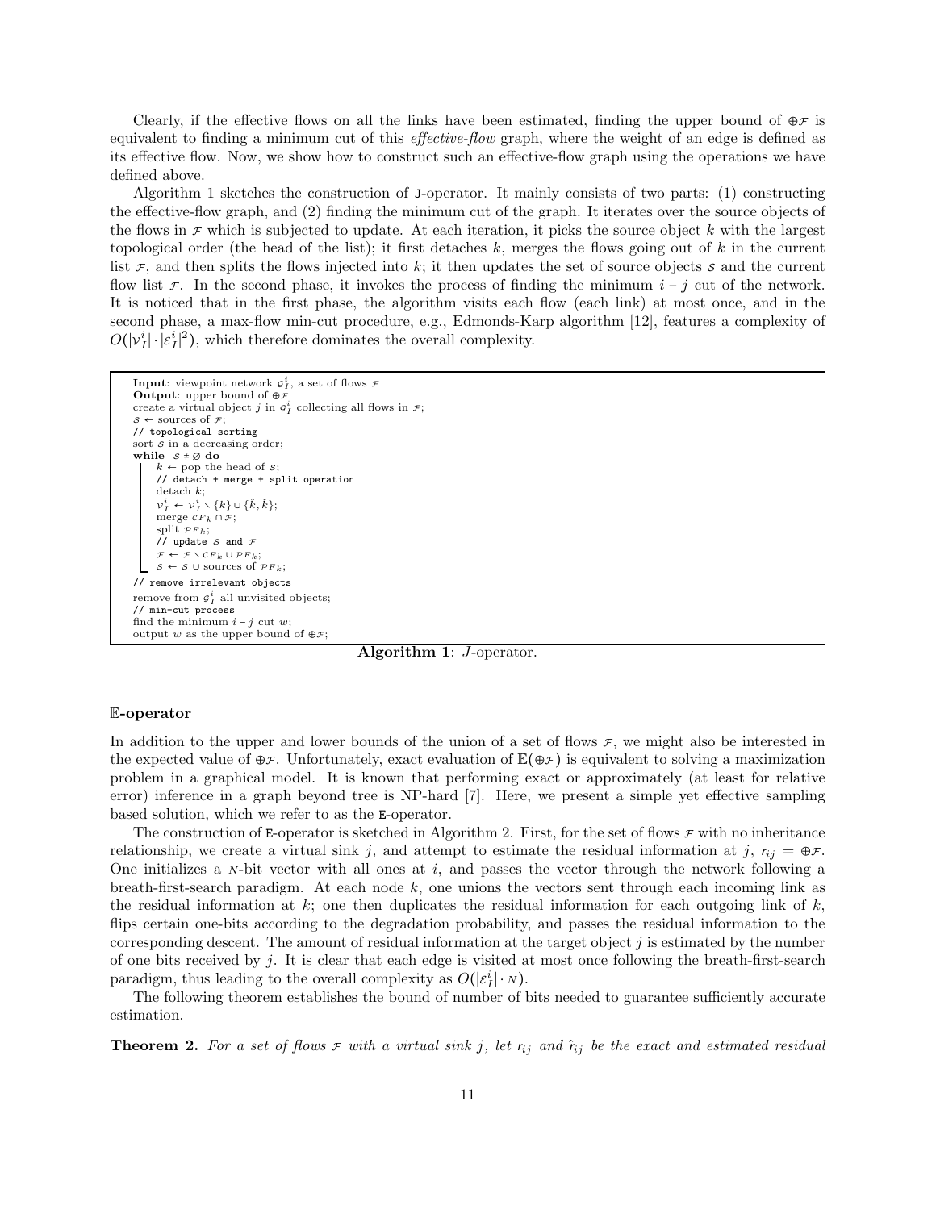Clearly, if the effective flows on all the links have been estimated, finding the upper bound of $\oplus\mathcal{F}$ is equivalent to finding a minimum cut of this *effective-flow* graph, where the weight of an edge is defined as its effective flow. Now, we show how to construct such an effective-flow graph using the operations we have defined above.

Algorithm 1 sketches the construction of J-operator. It mainly consists of two parts: (1) constructing the effective-flow graph, and (2) finding the minimum cut of the graph. It iterates over the source objects of the flows in $\mathcal{F}$ which is subjected to update. At each iteration, it picks the source object $k$ with the largest topological order (the head of the list); it first detaches $k$, merges the flows going out of $k$ in the current list $\mathcal{F}$, and then splits the flows injected into $k$; it then updates the set of source objects $\mathcal{S}$ and the current flow list $\mathcal{F}$. In the second phase, it invokes the process of finding the minimum $i-j$ cut of the network. It is noticed that in the first phase, the algorithm visits each flow (each link) at most once, and in the second phase, a max-flow min-cut procedure, e.g., Edmonds-Karp algorithm [12], features a complexity of $O(|\mathcal{V}_I^i| \cdot |\mathcal{E}_I^i|^2)$, which therefore dominates the overall complexity.

```
Input: viewpoint network G_I^i, a set of flows F
Output: upper bound of ⊕F
create a virtual object j in G_I^i collecting all flows in F;
S ← sources of F;
// topological sorting
sort S in a decreasing order;
while S ≠ ∅ do
    k ← pop the head of S;
    // detach + merge + split operation
    detach k;
    V_I^i ← V_I^i \ {k} ∪ {k̂, ǩ};
    merge CF_k ∩ F;
    split PF_k;
    // update S and F
    F ← F \ CF_k ∪ PF_k;
    S ← S ∪ sources of PF_k;
// remove irrelevant objects
remove from G_I^i all unvisited objects;
// min-cut process
find the minimum i − j cut w;
output w as the upper bound of ⊕F;
```

**Algorithm 1**: *J*-operator.

### $\mathbb{E}$-operator

In addition to the upper and lower bounds of the union of a set of flows $\mathcal{F}$, we might also be interested in the expected value of $\oplus\mathcal{F}$. Unfortunately, exact evaluation of $\mathbb{E}(\oplus\mathcal{F})$ is equivalent to solving a maximization problem in a graphical model. It is known that performing exact or approximately (at least for relative error) inference in a graph beyond tree is NP-hard [7]. Here, we present a simple yet effective sampling based solution, which we refer to as the E-operator.

The construction of E-operator is sketched in Algorithm 2. First, for the set of flows $\mathcal{F}$ with no inheritance relationship, we create a virtual sink $j$, and attempt to estimate the residual information at $j$, $r_{ij} = \oplus\mathcal{F}$. One initializes a $N$-bit vector with all ones at $i$, and passes the vector through the network following a breath-first-search paradigm. At each node $k$, one unions the vectors sent through each incoming link as the residual information at $k$; one then duplicates the residual information for each outgoing link of $k$, flips certain one-bits according to the degradation probability, and passes the residual information to the corresponding descent. The amount of residual information at the target object $j$ is estimated by the number of one bits received by $j$. It is clear that each edge is visited at most once following the breath-first-search paradigm, thus leading to the overall complexity as $O(|\mathcal{E}_I^i| \cdot N)$.

The following theorem establishes the bound of number of bits needed to guarantee sufficiently accurate estimation.

**Theorem 2.** *For a set of flows $\mathcal{F}$ with a virtual sink $j$, let $r_{ij}$ and $\hat{r}_{ij}$ be the exact and estimated residual*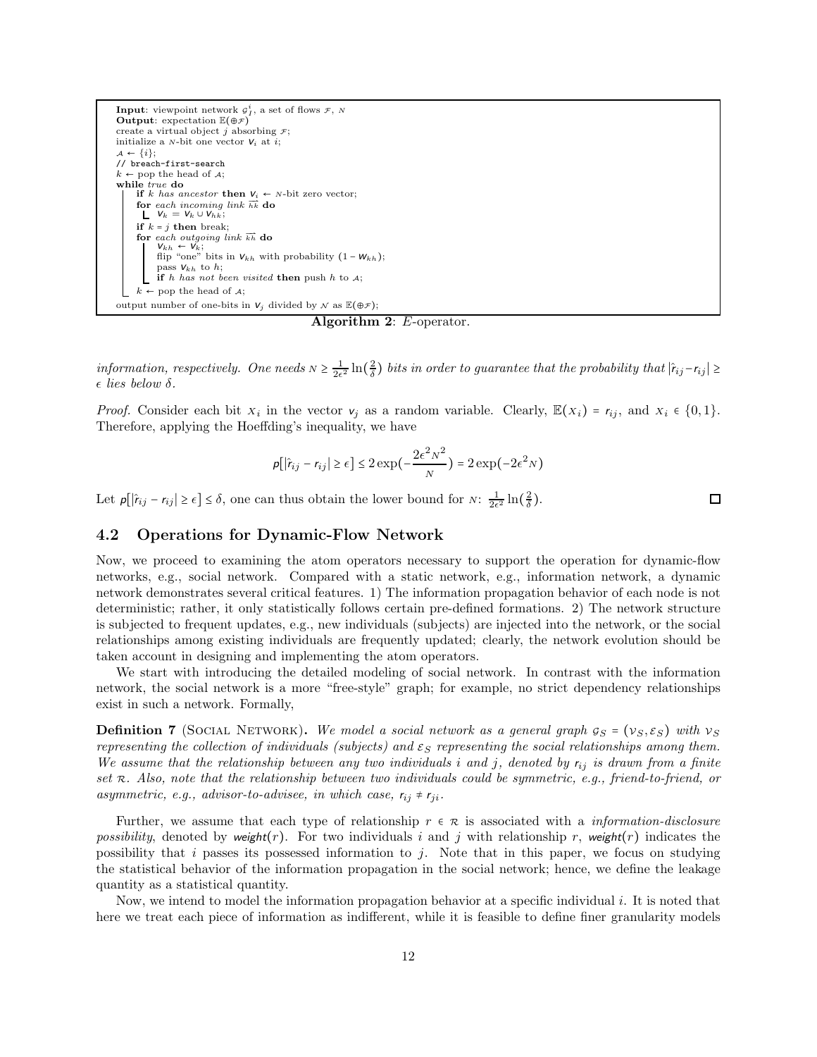```
Input: viewpoint network G_I^i, a set of flows F, N
Output: expectation E(⊕F)
create a virtual object j absorbing F;
initialize a N-bit one vector V_i at i;
A ← {i};
// breach-first-search
k ← pop the head of A;
while true do
    if k has ancestor then V_i ← N-bit zero vector;
    for each incoming link hk do
        V_k = V_k ∪ V_hk;
    if k = j then break;
    for each outgoing link kh do
        V_kh ← V_k;
        flip "one" bits in V_kh with probability (1 − W_kh);
        pass V_kh to h;
        if h has not been visited then push h to A;
    k ← pop the head of A;
output number of one-bits in V_j divided by N as E(⊕F);
```

**Algorithm 2**: $E$-operator.

*information, respectively. One needs* $N \geq \frac{1}{2\epsilon^2}\ln(\frac{2}{\delta})$ *bits in order to guarantee that the probability that* $|\hat{r}_{ij} - r_{ij}| \geq \epsilon$ *lies below* $\delta$.

*Proof.* Consider each bit $X_i$ in the vector $v_j$ as a random variable. Clearly, $\mathbb{E}(X_i) = r_{ij}$, and $X_i \in \{0, 1\}$. Therefore, applying the Hoeffding's inequality, we have

$$p\left[|\hat{r}_{ij} - r_{ij}| \geq \epsilon\right] \leq 2\exp(-\frac{2\epsilon^2 N^2}{N}) = 2\exp(-2\epsilon^2 N)$$

Let $p\left[|\hat{r}_{ij} - r_{ij}| \geq \epsilon\right] \leq \delta$, one can thus obtain the lower bound for $N$: $\frac{1}{2\epsilon^2}\ln(\frac{2}{\delta})$. □

### 4.2 Operations for Dynamic-Flow Network

Now, we proceed to examining the atom operators necessary to support the operation for dynamic-flow networks, e.g., social network. Compared with a static network, e.g., information network, a dynamic network demonstrates several critical features. 1) The information propagation behavior of each node is not deterministic; rather, it only statistically follows certain pre-defined formations. 2) The network structure is subjected to frequent updates, e.g., new individuals (subjects) are injected into the network, or the social relationships among existing individuals are frequently updated; clearly, the network evolution should be taken account in designing and implementing the atom operators.

We start with introducing the detailed modeling of social network. In contrast with the information network, the social network is a more "free-style" graph; for example, no strict dependency relationships exist in such a network. Formally,

**Definition 7** (Social Network)**.** *We model a social network as a general graph* $\mathcal{G}_S = (\mathcal{V}_S, \mathcal{E}_S)$ *with* $\mathcal{V}_S$ *representing the collection of individuals (subjects) and* $\mathcal{E}_S$ *representing the social relationships among them. We assume that the relationship between any two individuals* $i$ *and* $j$*, denoted by* $r_{ij}$ *is drawn from a finite set* $\mathcal{R}$*. Also, note that the relationship between two individuals could be symmetric, e.g., friend-to-friend, or asymmetric, e.g., advisor-to-advisee, in which case,* $r_{ij} \neq r_{ji}$.

Further, we assume that each type of relationship $r \in \mathcal{R}$ is associated with a *information-disclosure possibility*, denoted by $weight(r)$. For two individuals $i$ and $j$ with relationship $r$, $weight(r)$ indicates the possibility that $i$ passes its possessed information to $j$. Note that in this paper, we focus on studying the statistical behavior of the information propagation in the social network; hence, we define the leakage quantity as a statistical quantity.

Now, we intend to model the information propagation behavior at a specific individual $i$. It is noted that here we treat each piece of information as indifferent, while it is feasible to define finer granularity models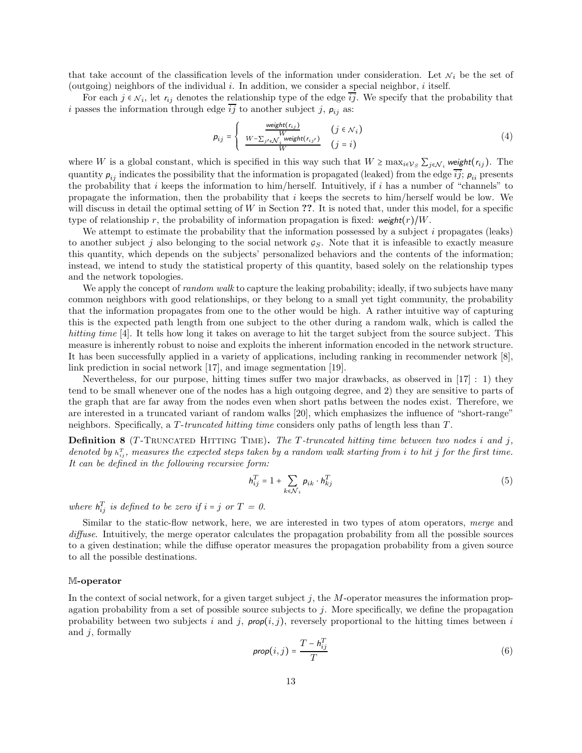that take account of the classification levels of the information under consideration. Let $\mathcal{N}_i$ be the set of (outgoing) neighbors of the individual $i$. In addition, we consider a special neighbor, $i$ itself.

For each $j \in \mathcal{N}_i$, let $r_{ij}$ denotes the relationship type of the edge $\overline{ij}$. We specify that the probability that $i$ passes the information through edge $\overline{ij}$ to another subject $j$, $p_{ij}$ as:

$$p_{ij} = \begin{cases} \frac{\mathit{weight}(r_{ij})}{W} & (j \in \mathcal{N}_i) \\ \frac{W - \sum_{j' \in \mathcal{N}_i} \mathit{weight}(r_{ij'})}{W} & (j = i) \end{cases} \tag{4}$$

where $W$ is a global constant, which is specified in this way such that $W \geq \max_{i \in \mathcal{V}_S} \sum_{j \in \mathcal{N}_i} \mathit{weight}(r_{ij})$. The quantity $p_{ij}$ indicates the possibility that the information is propagated (leaked) from the edge $\overline{ij}$; $p_{ii}$ presents the probability that $i$ keeps the information to him/herself. Intuitively, if $i$ has a number of "channels" to propagate the information, then the probability that $i$ keeps the secrets to him/herself would be low. We will discuss in detail the optimal setting of $W$ in Section **??**. It is noted that, under this model, for a specific type of relationship $r$, the probability of information propagation is fixed: $\mathit{weight}(r)/W$.

We attempt to estimate the probability that the information possessed by a subject $i$ propagates (leaks) to another subject $j$ also belonging to the social network $\mathcal{G}_S$. Note that it is infeasible to exactly measure this quantity, which depends on the subjects' personalized behaviors and the contents of the information; instead, we intend to study the statistical property of this quantity, based solely on the relationship types and the network topologies.

We apply the concept of *random walk* to capture the leaking probability; ideally, if two subjects have many common neighbors with good relationships, or they belong to a small yet tight community, the probability that the information propagates from one to the other would be high. A rather intuitive way of capturing this is the expected path length from one subject to the other during a random walk, which is called the *hitting time* [4]. It tells how long it takes on average to hit the target subject from the source subject. This measure is inherently robust to noise and exploits the inherent information encoded in the network structure. It has been successfully applied in a variety of applications, including ranking in recommender network [8], link prediction in social network [17], and image segmentation [19].

Nevertheless, for our purpose, hitting times suffer two major drawbacks, as observed in [17] : 1) they tend to be small whenever one of the nodes has a high outgoing degree, and 2) they are sensitive to parts of the graph that are far away from the nodes even when short paths between the nodes exist. Therefore, we are interested in a truncated variant of random walks [20], which emphasizes the influence of "short-range" neighbors. Specifically, a *T-truncated hitting time* considers only paths of length less than $T$.

**Definition 8** ($T$-Truncated Hitting Time)**.** *The $T$-truncated hitting time between two nodes $i$ and $j$, denoted by $h_{ij}^T$, measures the expected steps taken by a random walk starting from $i$ to hit $j$ for the first time. It can be defined in the following recursive form:*

$$h_{ij}^T = 1 + \sum_{k \in \mathcal{N}_i} p_{ik} \cdot h_{kj}^T \tag{5}$$

*where $h_{ij}^T$ is defined to be zero if $i = j$ or $T = 0$.*

Similar to the static-flow network, here, we are interested in two types of atom operators, *merge* and *diffuse*. Intuitively, the merge operator calculates the propagation probability from all the possible sources to a given destination; while the diffuse operator measures the propagation probability from a given source to all the possible destinations.

### $\mathbb{M}$-operator

In the context of social network, for a given target subject $j$, the $M$-operator measures the information propagation probability from a set of possible source subjects to $j$. More specifically, we define the propagation probability between two subjects $i$ and $j$, $\mathit{prop}(i, j)$, reversely proportional to the hitting times between $i$ and $j$, formally

$$\mathit{prop}(i, j) = \frac{T - h_{ij}^T}{T} \tag{6}$$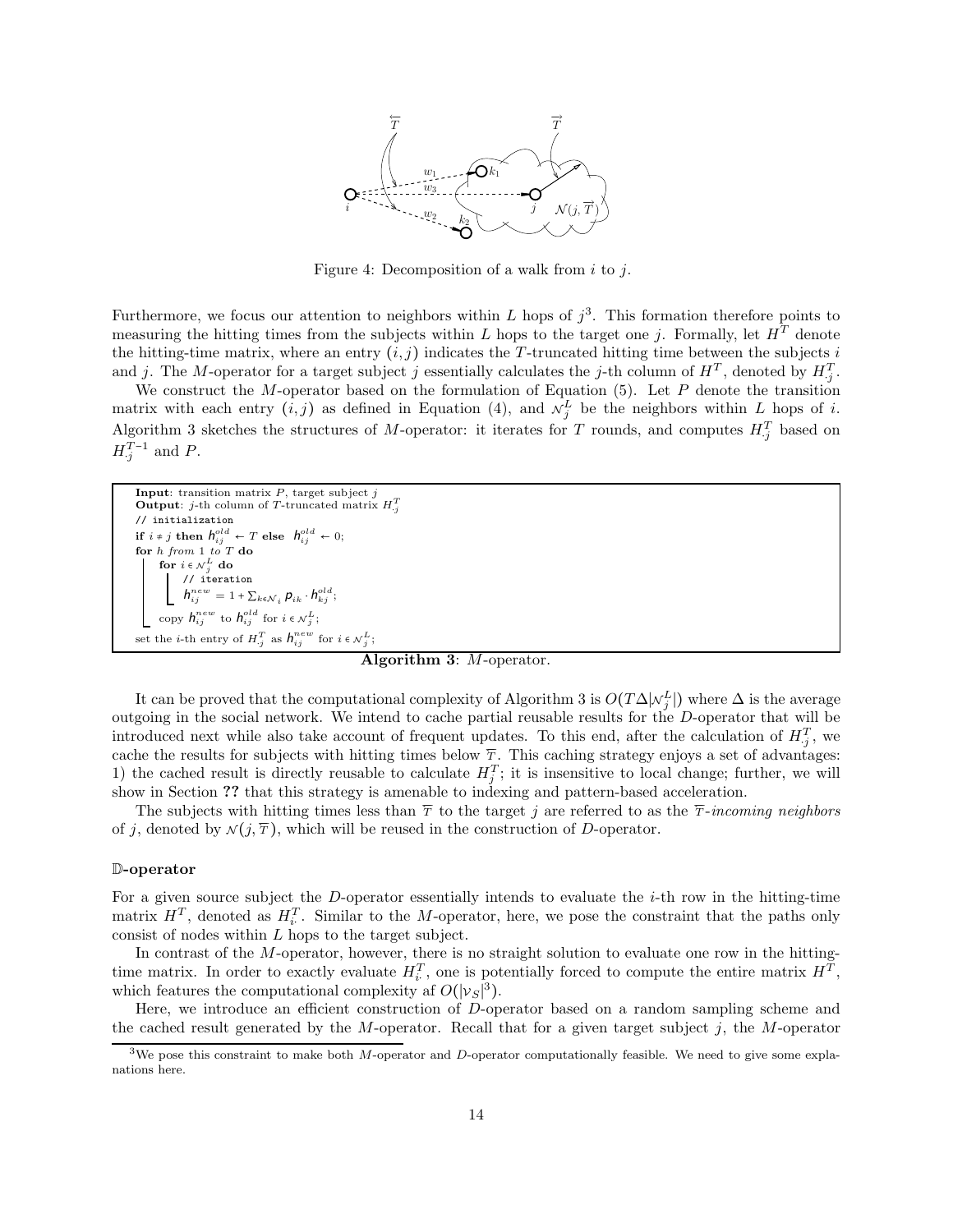Figure 4: Decomposition of a walk from $i$ to $j$.

Furthermore, we focus our attention to neighbors within $L$ hops of $j$[3]. This formation therefore points to measuring the hitting times from the subjects within $L$ hops to the target one $j$. Formally, let $H^T$ denote the hitting-time matrix, where an entry $(i, j)$ indicates the $T$-truncated hitting time between the subjects $i$ and $j$. The $M$-operator for a target subject $j$ essentially calculates the $j$-th column of $H^T$, denoted by $H^T_{\cdot j}$.

We construct the $M$-operator based on the formulation of Equation (5). Let $P$ denote the transition matrix with each entry $(i, j)$ as defined in Equation (4), and $\mathcal{N}^L_j$ be the neighbors within $L$ hops of $i$. Algorithm 3 sketches the structures of $M$-operator: it iterates for $T$ rounds, and computes $H^T_{\cdot j}$ based on $H^{T-1}_{\cdot j}$ and $P$.

```
Input: transition matrix P, target subject j
Output: j-th column of T-truncated matrix H^T_{·j}
// initialization
if i ≠ j then h^{old}_{ij} ← T else h^{old}_{ij} ← 0;
for h from 1 to T do
    for i ∈ N^L_j do
        // iteration
        h^{new}_{ij} = 1 + Σ_{k∈N_i} p_{ik} · h^{old}_{kj};
    copy h^{new}_{ij} to h^{old}_{ij} for i ∈ N^L_j;
set the i-th entry of H^T_{·j} as h^{new}_{ij} for i ∈ N^L_j;
```

**Algorithm 3**: $M$-operator.

It can be proved that the computational complexity of Algorithm 3 is $O(T\Delta|\mathcal{N}^L_j|)$ where $\Delta$ is the average outgoing in the social network. We intend to cache partial reusable results for the $D$-operator that will be introduced next while also take account of frequent updates. To this end, after the calculation of $H^T_{\cdot j}$, we cache the results for subjects with hitting times below $\overleftarrow{T}$. This caching strategy enjoys a set of advantages: 1) the cached result is directly reusable to calculate $H^T_{\cdot j}$; it is insensitive to local change; further, we will show in Section ?? that this strategy is amenable to indexing and pattern-based acceleration.

The subjects with hitting times less than $\overleftarrow{T}$ to the target $j$ are referred to as the *$\overleftarrow{T}$-incoming neighbors* of $j$, denoted by $\mathcal{N}(j, \overleftarrow{T})$, which will be reused in the construction of $D$-operator.

**$\mathbb{D}$-operator**

For a given source subject the $D$-operator essentially intends to evaluate the $i$-th row in the hitting-time matrix $H^T$, denoted as $H^T_{i\cdot}$. Similar to the $M$-operator, here, we pose the constraint that the paths only consist of nodes within $L$ hops to the target subject.

In contrast of the $M$-operator, however, there is no straight solution to evaluate one row in the hitting-time matrix. In order to exactly evaluate $H^T_{i\cdot}$, one is potentially forced to compute the entire matrix $H^T$, which features the computational complexity af $O(|\mathcal{V}_S|^3)$.

Here, we introduce an efficient construction of $D$-operator based on a random sampling scheme and the cached result generated by the $M$-operator. Recall that for a given target subject $j$, the $M$-operator

[3] We pose this constraint to make both $M$-operator and $D$-operator computationally feasible. We need to give some explanations here.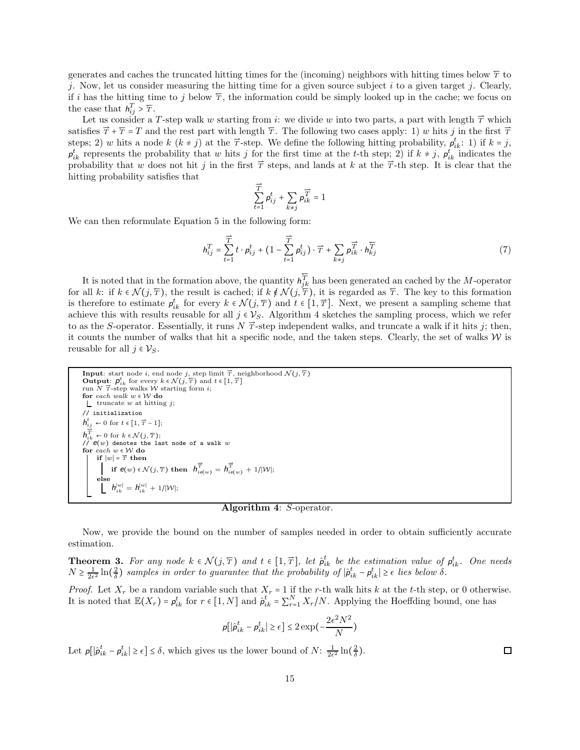generates and caches the truncated hitting times for the (incoming) neighbors with hitting times below $\overleftarrow{T}$ to $j$. Now, let us consider measuring the hitting time for a given source subject $i$ to a given target $j$. Clearly, if $i$ has the hitting time to $j$ below $\overleftarrow{T}$, the information could be simply looked up in the cache; we focus on the case that $h_{ij}^{T} > \overleftarrow{T}$.

Let us consider a $T$-step walk $w$ starting from $i$: we divide $w$ into two parts, a part with length $\overrightarrow{T}$ which satisfies $\overrightarrow{T} + \overleftarrow{T} = T$ and the rest part with length $\overleftarrow{T}$. The following two cases apply: 1) $w$ hits $j$ in the first $\overrightarrow{T}$ steps; 2) $w$ hits a node $k$ ($k \neq j$) at the $\overrightarrow{T}$-step. We define the following hitting probability, $p_{ik}^{t}$: 1) if $k = j$, $p_{ik}^{t}$ represents the probability that $w$ hits $j$ for the first time at the $t$-th step; 2) if $k \neq j$, $p_{ik}^{t}$ indicates the probability that $w$ does not hit $j$ in the first $\overrightarrow{T}$ steps, and lands at $k$ at the $\overrightarrow{T}$-th step. It is clear that the hitting probability satisfies that

$$\sum_{t=1}^{\overrightarrow{T}} p_{ij}^{t} + \sum_{k \neq j} p_{ik}^{\overrightarrow{T}} = 1$$

We can then reformulate Equation 5 in the following form:

$$h_{ij}^{T} = \sum_{t=1}^{\overrightarrow{T}} t \cdot p_{ij}^{t} + \left(1 - \sum_{t=1}^{\overrightarrow{T}} p_{ij}^{t}\right) \cdot \overrightarrow{T} + \sum_{k \neq j} p_{ik}^{\overrightarrow{T}} \cdot h_{kj}^{\overleftarrow{T}} \tag{7}$$

It is noted that in the formation above, the quantity $h_{jk}^{\overleftarrow{T}}$ has been generated an cached by the $M$-operator for all $k$: if $k \in \mathcal{N}(j, \overleftarrow{T})$, the result is cached; if $k \notin \mathcal{N}(j, \overleftarrow{T})$, it is regarded as $\overleftarrow{T}$. The key to this formation is therefore to estimate $p_{ik}^{t}$ for every $k \in \mathcal{N}(j, \overleftarrow{T})$ and $t \in [1, \overrightarrow{T}]$. Next, we present a sampling scheme that achieve this with results reusable for all $j \in \mathcal{V}_S$. Algorithm 4 sketches the sampling process, which we refer to as the $S$-operator. Essentially, it runs $N$ $\overrightarrow{T}$-step independent walks, and truncate a walk if it hits $j$; then, it counts the number of walks that hit a specific node, and the taken steps. Clearly, the set of walks $\mathcal{W}$ is reusable for all $j \in \mathcal{V}_S$.

```
Input: start node i, end node j, step limit T→, neighborhood N(j, T←)
Output: p^t_ik for every k ∈ N(j, T←) and t ∈ [1, T→]
run N T→-step walks W starting form i;
for each walk w ∈ W do
    truncate w at hitting j;
// initialization
h^t_ij ← 0 for t ∈ [1, T→ − 1];
h^T→_ik ← 0 for k ∈ N(j, T←);
// e(w) denotes the last node of a walk w
for each walk w ∈ W do
    if |w| = T→ then
        if e(w) ∈ N(j, T←) then h^T→_ie(w) = h^T→_ie(w) + 1/|W|;
    else
        h^|w|_ik = h^|w|_ik + 1/|W|;
```

**Algorithm 4**: $S$-operator.

Now, we provide the bound on the number of samples needed in order to obtain sufficiently accurate estimation.

**Theorem 3.** *For any node $k \in \mathcal{N}(j, \overleftarrow{T})$ and $t \in [1, \overrightarrow{T}]$, let $\hat{p}_{ik}^{t}$ be the estimation value of $p_{ik}^{t}$. One needs $N \geq \frac{1}{2\epsilon^2} \ln(\frac{2}{\delta})$ samples in order to guarantee that the probability of $|\hat{p}_{ik}^{t} - p_{ik}^{t}| \geq \epsilon$ lies below $\delta$.*

*Proof.* Let $X_r$ be a random variable such that $X_r = 1$ if the $r$-th walk hits $k$ at the $t$-th step, or 0 otherwise. It is noted that $\mathbb{E}(X_r) = p_{ik}^{t}$ for $r \in [1, N]$ and $\hat{p}_{ik}^{t} = \sum_{r=1}^{N} X_r / N$. Applying the Hoeffding bound, one has

$$p[|\hat{p}_{ik}^{t} - p_{ik}^{t}| \geq \epsilon] \leq 2 \exp\left(-\frac{2\epsilon^2 N^2}{N}\right)$$

Let $p[|\hat{p}_{ik}^{t} - p_{ik}^{t}| \geq \epsilon] \leq \delta$, which gives us the lower bound of $N$: $\frac{1}{2\epsilon^2} \ln(\frac{2}{\delta})$. ◻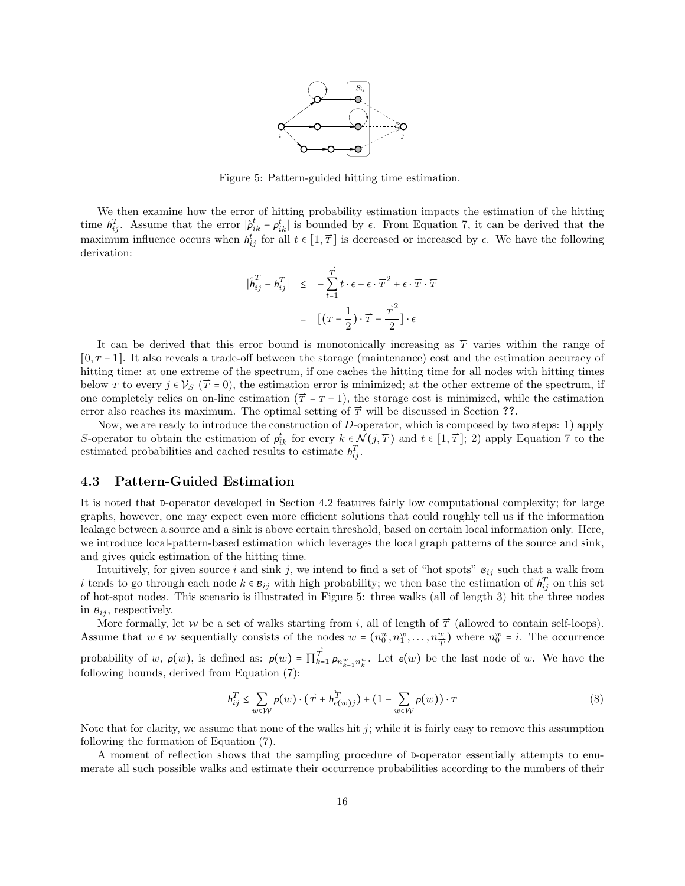Figure 5: Pattern-guided hitting time estimation.

We then examine how the error of hitting probability estimation impacts the estimation of the hitting time $h_{ij}^{T}$. Assume that the error $|\hat{p}_{ik}^{t} - p_{ik}^{t}|$ is bounded by $\epsilon$. From Equation 7, it can be derived that the maximum influence occurs when $h_{ij}^{t}$ for all $t \in [1, \overleftarrow{T}]$ is decreased or increased by $\epsilon$. We have the following derivation:

$$
\begin{aligned}
|\hat{h}_{ij}^{T} - h_{ij}^{T}| &\leq -\sum_{t=1}^{\overleftarrow{T}} t \cdot \epsilon + \epsilon \cdot \overleftarrow{T}^2 + \epsilon \cdot \overleftarrow{T} \cdot \overline{T} \\
&= \left[ \left(T - \frac{1}{2}\right) \cdot \overleftarrow{T} - \frac{\overleftarrow{T}^2}{2} \right] \cdot \epsilon
\end{aligned}
$$

It can be derived that this error bound is monotonically increasing as $\overleftarrow{T}$ varies within the range of $[0, T-1]$. It also reveals a trade-off between the storage (maintenance) cost and the estimation accuracy of hitting time: at one extreme of the spectrum, if one caches the hitting time for all nodes with hitting times below $T$ to every $j \in \mathcal{V}_S$ ($\overleftarrow{T} = 0$), the estimation error is minimized; at the other extreme of the spectrum, if one completely relies on on-line estimation ($\overleftarrow{T} = T - 1$), the storage cost is minimized, while the estimation error also reaches its maximum. The optimal setting of $\overleftarrow{T}$ will be discussed in Section **??**.

Now, we are ready to introduce the construction of $D$-operator, which is composed by two steps: 1) apply $S$-operator to obtain the estimation of $p_{ik}^{t}$ for every $k \in \mathcal{N}(j, \overleftarrow{T})$ and $t \in [1, \overleftarrow{T}]$; 2) apply Equation 7 to the estimated probabilities and cached results to estimate $h_{ij}^{T}$.

### 4.3 Pattern-Guided Estimation

It is noted that D-operator developed in Section 4.2 features fairly low computational complexity; for large graphs, however, one may expect even more efficient solutions that could roughly tell us if the information leakage between a source and a sink is above certain threshold, based on certain local information only. Here, we introduce local-pattern-based estimation which leverages the local graph patterns of the source and sink, and gives quick estimation of the hitting time.

Intuitively, for given source $i$ and sink $j$, we intend to find a set of "hot spots" $\mathcal{B}_{ij}$ such that a walk from $i$ tends to go through each node $k \in \mathcal{B}_{ij}$ with high probability; we then base the estimation of $h_{ij}^{T}$ on this set of hot-spot nodes. This scenario is illustrated in Figure 5: three walks (all of length 3) hit the three nodes in $\mathcal{B}_{ij}$, respectively.

More formally, let $\mathcal{W}$ be a set of walks starting from $i$, all of length of $\overrightarrow{T}$ (allowed to contain self-loops). Assume that $w \in \mathcal{W}$ sequentially consists of the nodes $w = (n_0^w, n_1^w, \ldots, n_{\overrightarrow{T}}^w)$ where $n_0^w = i$. The occurrence probability of $w$, $p(w)$, is defined as: $p(w) = \prod_{k=1}^{\overrightarrow{T}} p_{n_{k-1}^w n_k^w}$. Let $e(w)$ be the last node of $w$. We have the following bounds, derived from Equation (7):

$$
h_{ij}^{T} \leq \sum_{w \in \mathcal{W}} p(w) \cdot \left(\overrightarrow{T} + h_{e(w)j}^{\overleftarrow{T}}\right) + \left(1 - \sum_{w \in \mathcal{W}} p(w)\right) \cdot T \tag{8}
$$

Note that for clarity, we assume that none of the walks hit $j$; while it is fairly easy to remove this assumption following the formation of Equation (7).

A moment of reflection shows that the sampling procedure of D-operator essentially attempts to enumerate all such possible walks and estimate their occurrence probabilities according to the numbers of their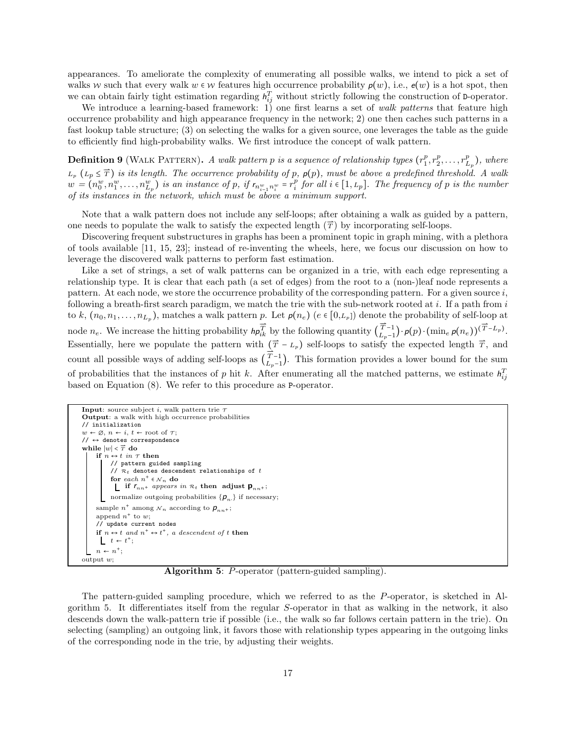appearances. To ameliorate the complexity of enumerating all possible walks, we intend to pick a set of walks $\mathcal{W}$ such that every walk $w \in \mathcal{W}$ features high occurrence probability $\rho(w)$, i.e., $e(w)$ is a hot spot, then we can obtain fairly tight estimation regarding $h_{ij}^{T}$ without strictly following the construction of D-operator.

We introduce a learning-based framework: 1) one first learns a set of *walk patterns* that feature high occurrence probability and high appearance frequency in the network; 2) one then caches such patterns in a fast lookup table structure; (3) on selecting the walks for a given source, one leverages the table as the guide to efficiently find high-probability walks. We first introduce the concept of walk pattern.

**Definition 9** (Walk Pattern)**.** *A walk pattern $p$ is a sequence of relationship types $(r_1^p, r_2^p, \ldots, r_{L_p}^p)$, where $L_p$ ($L_p \le \overrightarrow{T}$) is its length. The occurrence probability of $p$, $\rho(p)$, must be above a predefined threshold. A walk $w = (n_0^w, n_1^w, \ldots, n_{L_p}^w)$ is an instance of $p$, if $r_{n_{i-1}^w n_i^w} = r_i^p$ for all $i \in [1, L_p]$. The frequency of $p$ is the number of its instances in the network, which must be above a minimum support.*

Note that a walk pattern does not include any self-loops; after obtaining a walk as guided by a pattern, one needs to populate the walk to satisfy the expected length ($\overrightarrow{T}$) by incorporating self-loops.

Discovering frequent substructures in graphs has been a prominent topic in graph mining, with a plethora of tools available [11, 15, 23]; instead of re-inventing the wheels, here, we focus our discussion on how to leverage the discovered walk patterns to perform fast estimation.

Like a set of strings, a set of walk patterns can be organized in a trie, with each edge representing a relationship type. It is clear that each path (a set of edges) from the root to a (non-)leaf node represents a pattern. At each node, we store the occurrence probability of the corresponding pattern. For a given source $i$, following a breath-first search paradigm, we match the trie with the sub-network rooted at $i$. If a path from $i$ to $k$, $(n_0, n_1, \ldots, n_{L_p})$, matches a walk pattern $p$. Let $\rho(n_e)$ ($e \in [0, L_p]$) denote the probability of self-loop at node $n_e$. We increase the hitting probability $hp_{ik}^{\overrightarrow{T}}$ by the following quantity $\binom{\overrightarrow{T}-1}{L_p-1} \cdot \rho(p) \cdot (\min_e \rho(n_e))^{(\overrightarrow{T}-L_p)}$. Essentially, here we populate the pattern with $(\overrightarrow{T} - L_p)$ self-loops to satisfy the expected length $\overrightarrow{T}$, and count all possible ways of adding self-loops as $\binom{\overrightarrow{T}-1}{L_p-1}$. This formation provides a lower bound for the sum of probabilities that the instances of $p$ hit $k$. After enumerating all the matched patterns, we estimate $h_{ij}^{T}$ based on Equation (8). We refer to this procedure as P-operator.

```
Input: source subject i, walk pattern trie 𝒯
Output: a walk with high occurrence probabilities
// initialization
w ← ∅, n ← i, t ← root of 𝒯;
// ↔ denotes correspondence
while |w| < T⃗ do
    if n ↔ t in 𝒯 then
        // pattern guided sampling
        // ℛ_t denotes descendent relationships of t
        for each n⁺ ∈ 𝒩_n do
            if r_{nn⁺} appears in ℛ_t then adjust p_{nn⁺};
        normalize outgoing probabilities {p_{n·}} if necessary;
    sample n⁺ among 𝒩_n according to p_{nn⁺};
    append n⁺ to w;
    // update current nodes
    if n ↔ t and n⁺ ↔ t⁺, a descendent of t then
        t ← t⁺;
    n ← n⁺;
output w;
```

**Algorithm 5**: *P*-operator (pattern-guided sampling).

The pattern-guided sampling procedure, which we referred to as the *P*-operator, is sketched in Algorithm 5. It differentiates itself from the regular *S*-operator in that as walking in the network, it also descends down the walk-pattern trie if possible (i.e., the walk so far follows certain pattern in the trie). On selecting (sampling) an outgoing link, it favors those with relationship types appearing in the outgoing links of the corresponding node in the trie, by adjusting their weights.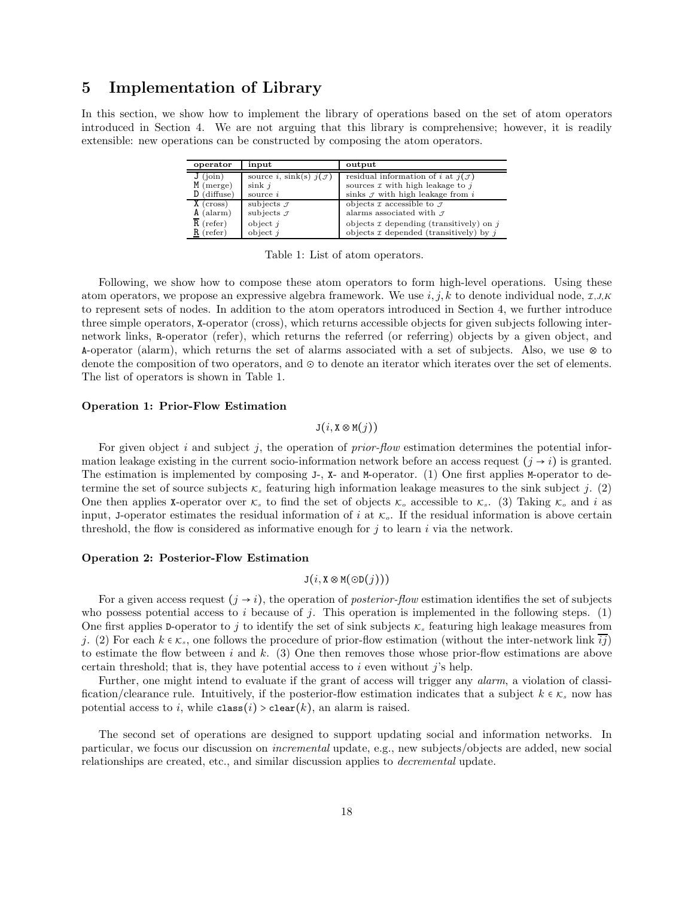## 5 Implementation of Library

In this section, we show how to implement the library of operations based on the set of atom operators introduced in Section 4. We are not arguing that this library is comprehensive; however, it is readily extensible: new operations can be constructed by composing the atom operators.

| operator | input | output |
|---|---|---|
| J (join) | source $i$, sink(s) $j(\mathcal{J})$ | residual information of $i$ at $j(\mathcal{J})$ |
| M (merge) | sink $j$ | sources $\mathcal{I}$ with high leakage to $j$ |
| D (diffuse) | source $i$ | sinks $\mathcal{J}$ with high leakage from $i$ |
| X (cross) | subjects $\mathcal{J}$ | objects $\mathcal{I}$ accessible to $\mathcal{J}$ |
| A (alarm) | subjects $\mathcal{J}$ | alarms associated with $\mathcal{J}$ |
| $\overline{\text{R}}$ (refer) | object $j$ | objects $\mathcal{I}$ depending (transitively) on $j$ |
| $\underline{\text{R}}$ (refer) | object $j$ | objects $\mathcal{I}$ depended (transitively) by $j$ |

Table 1: List of atom operators.

Following, we show how to compose these atom operators to form high-level operations. Using these atom operators, we propose an expressive algebra framework. We use $i, j, k$ to denote individual node, $\mathcal{I}, \mathcal{J}, \mathcal{K}$ to represent sets of nodes. In addition to the atom operators introduced in Section 4, we further introduce three simple operators, X-operator (cross), which returns accessible objects for given subjects following inter-network links, R-operator (refer), which returns the referred (or referring) objects by a given object, and A-operator (alarm), which returns the set of alarms associated with a set of subjects. Also, we use $\otimes$ to denote the composition of two operators, and $\odot$ to denote an iterator which iterates over the set of elements. The list of operators is shown in Table 1.

**Operation 1: Prior-Flow Estimation**

$$\texttt{J}(i, \texttt{X} \otimes \texttt{M}(j))$$

For given object $i$ and subject $j$, the operation of *prior-flow* estimation determines the potential information leakage existing in the current socio-information network before an access request $(j \to i)$ is granted. The estimation is implemented by composing J-, X- and M-operator. (1) One first applies M-operator to determine the set of source subjects $\mathcal{K}_s$ featuring high information leakage measures to the sink subject $j$. (2) One then applies X-operator over $\mathcal{K}_s$ to find the set of objects $\mathcal{K}_o$ accessible to $\mathcal{K}_s$. (3) Taking $\mathcal{K}_o$ and $i$ as input, J-operator estimates the residual information of $i$ at $\mathcal{K}_o$. If the residual information is above certain threshold, the flow is considered as informative enough for $j$ to learn $i$ via the network.

**Operation 2: Posterior-Flow Estimation**

$$\texttt{J}(i, \texttt{X} \otimes \texttt{M}(\odot \texttt{D}(j)))$$

For a given access request $(j \to i)$, the operation of *posterior-flow* estimation identifies the set of subjects who possess potential access to $i$ because of $j$. This operation is implemented in the following steps. (1) One first applies D-operator to $j$ to identify the set of sink subjects $\mathcal{K}_s$ featuring high leakage measures from $j$. (2) For each $k \in \mathcal{K}_s$, one follows the procedure of prior-flow estimation (without the inter-network link $\overline{ij}$) to estimate the flow between $i$ and $k$. (3) One then removes those whose prior-flow estimations are above certain threshold; that is, they have potential access to $i$ even without $j$'s help.

Further, one might intend to evaluate if the grant of access will trigger any *alarm*, a violation of classification/clearance rule. Intuitively, if the posterior-flow estimation indicates that a subject $k \in \mathcal{K}_s$ now has potential access to $i$, while $\texttt{class}(i) > \texttt{clear}(k)$, an alarm is raised.

The second set of operations are designed to support updating social and information networks. In particular, we focus our discussion on *incremental* update, e.g., new subjects/objects are added, new social relationships are created, etc., and similar discussion applies to *decremental* update.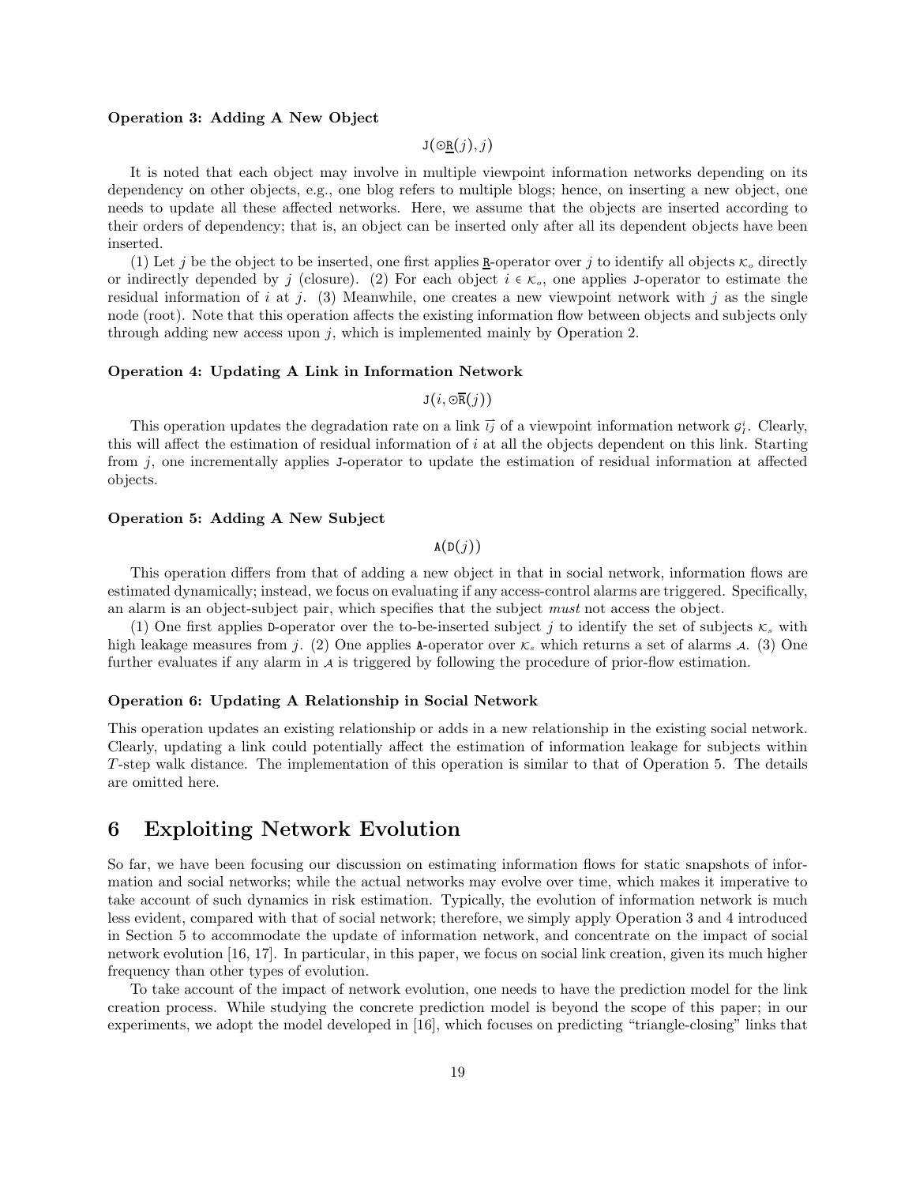**Operation 3: Adding A New Object**

$$\mathtt{J}(\odot\underline{\mathtt{R}}(j), j)$$

It is noted that each object may involve in multiple viewpoint information networks depending on its dependency on other objects, e.g., one blog refers to multiple blogs; hence, on inserting a new object, one needs to update all these affected networks. Here, we assume that the objects are inserted according to their orders of dependency; that is, an object can be inserted only after all its dependent objects have been inserted.

(1) Let $j$ be the object to be inserted, one first applies $\underline{\mathtt{R}}$-operator over $j$ to identify all objects $\mathcal{K}_o$ directly or indirectly depended by $j$ (closure). (2) For each object $i \in \mathcal{K}_o$, one applies $\mathtt{J}$-operator to estimate the residual information of $i$ at $j$. (3) Meanwhile, one creates a new viewpoint network with $j$ as the single node (root). Note that this operation affects the existing information flow between objects and subjects only through adding new access upon $j$, which is implemented mainly by Operation 2.

**Operation 4: Updating A Link in Information Network**

$$\mathtt{J}(i, \odot\overline{\mathtt{R}}(j))$$

This operation updates the degradation rate on a link $\overrightarrow{ij}$ of a viewpoint information network $\mathcal{G}_I^i$. Clearly, this will affect the estimation of residual information of $i$ at all the objects dependent on this link. Starting from $j$, one incrementally applies $\mathtt{J}$-operator to update the estimation of residual information at affected objects.

**Operation 5: Adding A New Subject**

$$\mathtt{A}(\mathtt{D}(j))$$

This operation differs from that of adding a new object in that in social network, information flows are estimated dynamically; instead, we focus on evaluating if any access-control alarms are triggered. Specifically, an alarm is an object-subject pair, which specifies that the subject *must* not access the object.

(1) One first applies $\mathtt{D}$-operator over the to-be-inserted subject $j$ to identify the set of subjects $\mathcal{K}_s$ with high leakage measures from $j$. (2) One applies $\mathtt{A}$-operator over $\mathcal{K}_s$ which returns a set of alarms $\mathcal{A}$. (3) One further evaluates if any alarm in $\mathcal{A}$ is triggered by following the procedure of prior-flow estimation.

**Operation 6: Updating A Relationship in Social Network**

This operation updates an existing relationship or adds in a new relationship in the existing social network. Clearly, updating a link could potentially affect the estimation of information leakage for subjects within $T$-step walk distance. The implementation of this operation is similar to that of Operation 5. The details are omitted here.

# 6 Exploiting Network Evolution

So far, we have been focusing our discussion on estimating information flows for static snapshots of information and social networks; while the actual networks may evolve over time, which makes it imperative to take account of such dynamics in risk estimation. Typically, the evolution of information network is much less evident, compared with that of social network; therefore, we simply apply Operation 3 and 4 introduced in Section 5 to accommodate the update of information network, and concentrate on the impact of social network evolution [16, 17]. In particular, in this paper, we focus on social link creation, given its much higher frequency than other types of evolution.

To take account of the impact of network evolution, one needs to have the prediction model for the link creation process. While studying the concrete prediction model is beyond the scope of this paper; in our experiments, we adopt the model developed in [16], which focuses on predicting "triangle-closing" links that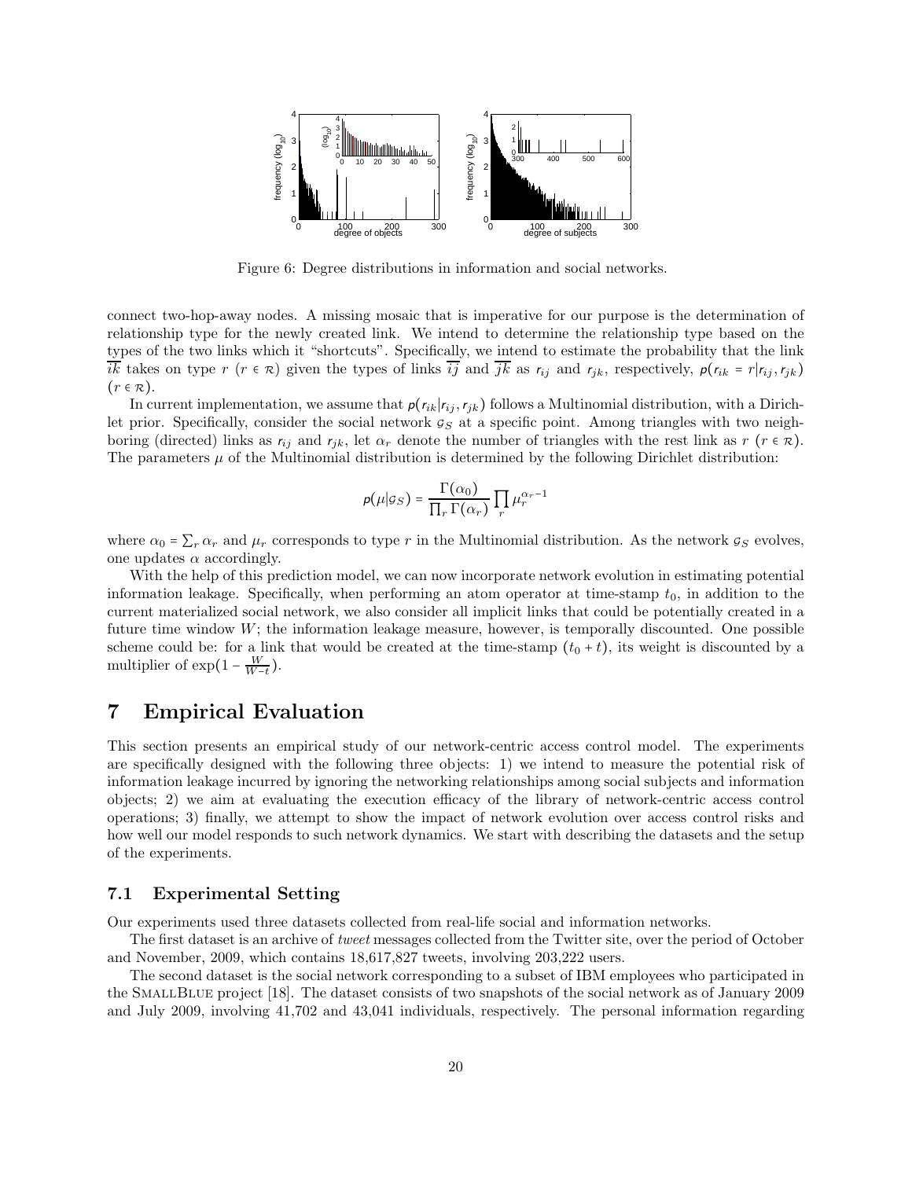Figure 6: Degree distributions in information and social networks.

connect two-hop-away nodes. A missing mosaic that is imperative for our purpose is the determination of relationship type for the newly created link. We intend to determine the relationship type based on the types of the two links which it "shortcuts". Specifically, we intend to estimate the probability that the link $\overline{ik}$ takes on type $r$ ($r \in \mathcal{R}$) given the types of links $\overline{ij}$ and $\overline{jk}$ as $r_{ij}$ and $r_{jk}$, respectively, $p(r_{ik} = r | r_{ij}, r_{jk})$ ($r \in \mathcal{R}$).

In current implementation, we assume that $p(r_{ik}|r_{ij}, r_{jk})$ follows a Multinomial distribution, with a Dirichlet prior. Specifically, consider the social network $\mathcal{G}_S$ at a specific point. Among triangles with two neighboring (directed) links as $r_{ij}$ and $r_{jk}$, let $\alpha_r$ denote the number of triangles with the rest link as $r$ ($r \in \mathcal{R}$). The parameters $\mu$ of the Multinomial distribution is determined by the following Dirichlet distribution:

$$p(\mu|\mathcal{G}_S) = \frac{\Gamma(\alpha_0)}{\prod_r \Gamma(\alpha_r)} \prod_r \mu_r^{\alpha_r - 1}$$

where $\alpha_0 = \sum_r \alpha_r$ and $\mu_r$ corresponds to type $r$ in the Multinomial distribution. As the network $\mathcal{G}_S$ evolves, one updates $\alpha$ accordingly.

With the help of this prediction model, we can now incorporate network evolution in estimating potential information leakage. Specifically, when performing an atom operator at time-stamp $t_0$, in addition to the current materialized social network, we also consider all implicit links that could be potentially created in a future time window $W$; the information leakage measure, however, is temporally discounted. One possible scheme could be: for a link that would be created at the time-stamp $(t_0 + t)$, its weight is discounted by a multiplier of $\exp(1 - \frac{W}{W-t})$.

# 7 Empirical Evaluation

This section presents an empirical study of our network-centric access control model. The experiments are specifically designed with the following three objects: 1) we intend to measure the potential risk of information leakage incurred by ignoring the networking relationships among social subjects and information objects; 2) we aim at evaluating the execution efficacy of the library of network-centric access control operations; 3) finally, we attempt to show the impact of network evolution over access control risks and how well our model responds to such network dynamics. We start with describing the datasets and the setup of the experiments.

## 7.1 Experimental Setting

Our experiments used three datasets collected from real-life social and information networks.

The first dataset is an archive of *tweet* messages collected from the Twitter site, over the period of October and November, 2009, which contains 18,617,827 tweets, involving 203,222 users.

The second dataset is the social network corresponding to a subset of IBM employees who participated in the SmallBlue project [18]. The dataset consists of two snapshots of the social network as of January 2009 and July 2009, involving 41,702 and 43,041 individuals, respectively. The personal information regarding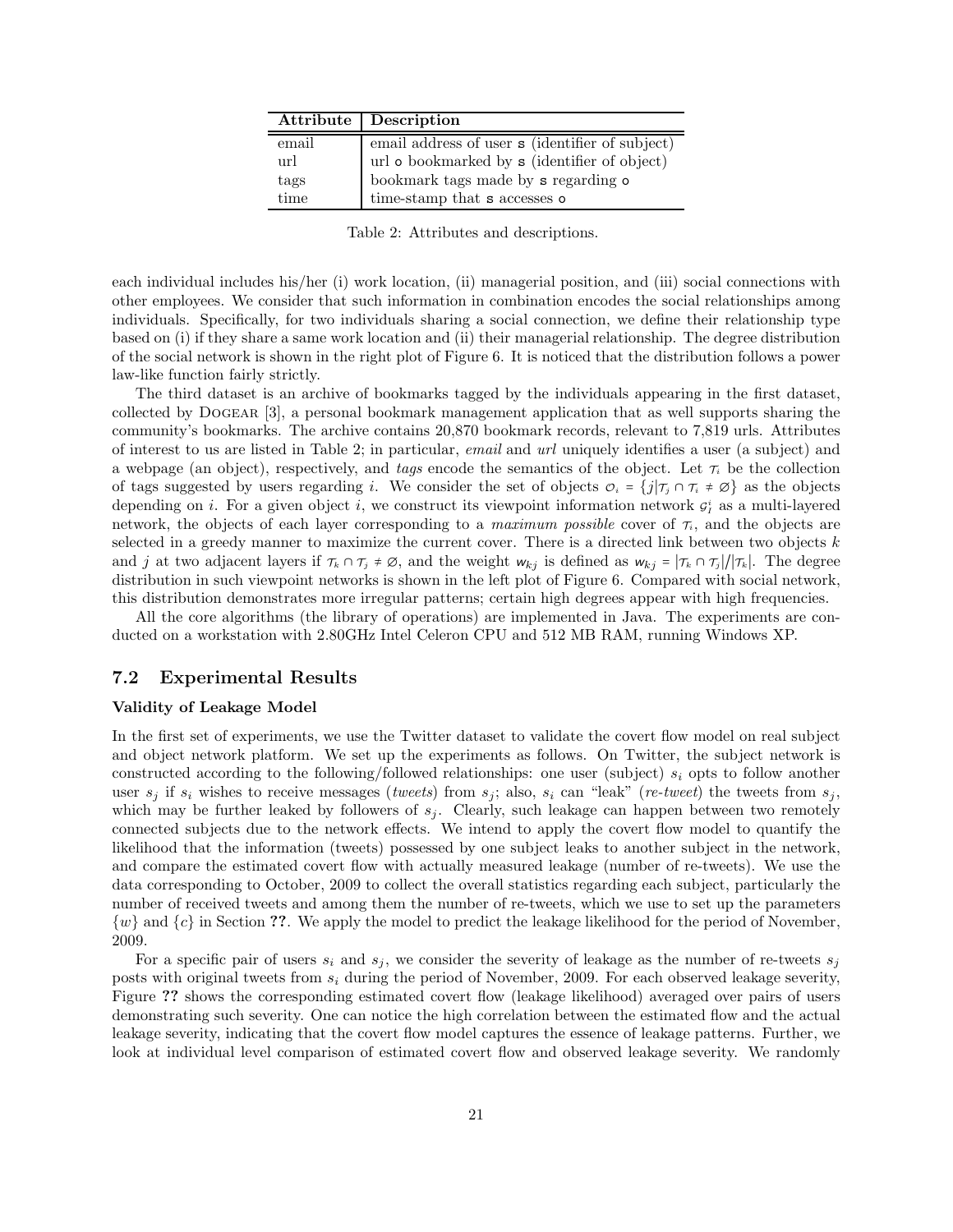| Attribute | Description |
|---|---|
| email | email address of user s (identifier of subject) |
| url | url o bookmarked by s (identifier of object) |
| tags | bookmark tags made by s regarding o |
| time | time-stamp that s accesses o |

Table 2: Attributes and descriptions.

each individual includes his/her (i) work location, (ii) managerial position, and (iii) social connections with other employees. We consider that such information in combination encodes the social relationships among individuals. Specifically, for two individuals sharing a social connection, we define their relationship type based on (i) if they share a same work location and (ii) their managerial relationship. The degree distribution of the social network is shown in the right plot of Figure 6. It is noticed that the distribution follows a power law-like function fairly strictly.

The third dataset is an archive of bookmarks tagged by the individuals appearing in the first dataset, collected by DOGEAR [3], a personal bookmark management application that as well supports sharing the community's bookmarks. The archive contains 20,870 bookmark records, relevant to 7,819 urls. Attributes of interest to us are listed in Table 2; in particular, *email* and *url* uniquely identifies a user (a subject) and a webpage (an object), respectively, and *tags* encode the semantics of the object. Let $\mathcal{T}_i$ be the collection of tags suggested by users regarding $i$. We consider the set of objects $\mathcal{O}_i = \{j | \mathcal{T}_j \cap \mathcal{T}_i \neq \emptyset\}$ as the objects depending on $i$. For a given object $i$, we construct its viewpoint information network $\mathcal{G}_I^i$ as a multi-layered network, the objects of each layer corresponding to a *maximum possible* cover of $\mathcal{T}_i$, and the objects are selected in a greedy manner to maximize the current cover. There is a directed link between two objects $k$ and $j$ at two adjacent layers if $\mathcal{T}_k \cap \mathcal{T}_j \neq \emptyset$, and the weight $w_{kj}$ is defined as $w_{kj} = |\mathcal{T}_k \cap \mathcal{T}_j| / |\mathcal{T}_k|$. The degree distribution in such viewpoint networks is shown in the left plot of Figure 6. Compared with social network, this distribution demonstrates more irregular patterns; certain high degrees appear with high frequencies.

All the core algorithms (the library of operations) are implemented in Java. The experiments are conducted on a workstation with 2.80GHz Intel Celeron CPU and 512 MB RAM, running Windows XP.

## 7.2 Experimental Results

**Validity of Leakage Model**

In the first set of experiments, we use the Twitter dataset to validate the covert flow model on real subject and object network platform. We set up the experiments as follows. On Twitter, the subject network is constructed according to the following/followed relationships: one user (subject) $s_i$ opts to follow another user $s_j$ if $s_i$ wishes to receive messages (*tweets*) from $s_j$; also, $s_i$ can "leak" (*re-tweet*) the tweets from $s_j$, which may be further leaked by followers of $s_j$. Clearly, such leakage can happen between two remotely connected subjects due to the network effects. We intend to apply the covert flow model to quantify the likelihood that the information (tweets) possessed by one subject leaks to another subject in the network, and compare the estimated covert flow with actually measured leakage (number of re-tweets). We use the data corresponding to October, 2009 to collect the overall statistics regarding each subject, particularly the number of received tweets and among them the number of re-tweets, which we use to set up the parameters $\{w\}$ and $\{c\}$ in Section **??**. We apply the model to predict the leakage likelihood for the period of November, 2009.

For a specific pair of users $s_i$ and $s_j$, we consider the severity of leakage as the number of re-tweets $s_j$ posts with original tweets from $s_i$ during the period of November, 2009. For each observed leakage severity, Figure **??** shows the corresponding estimated covert flow (leakage likelihood) averaged over pairs of users demonstrating such severity. One can notice the high correlation between the estimated flow and the actual leakage severity, indicating that the covert flow model captures the essence of leakage patterns. Further, we look at individual level comparison of estimated covert flow and observed leakage severity. We randomly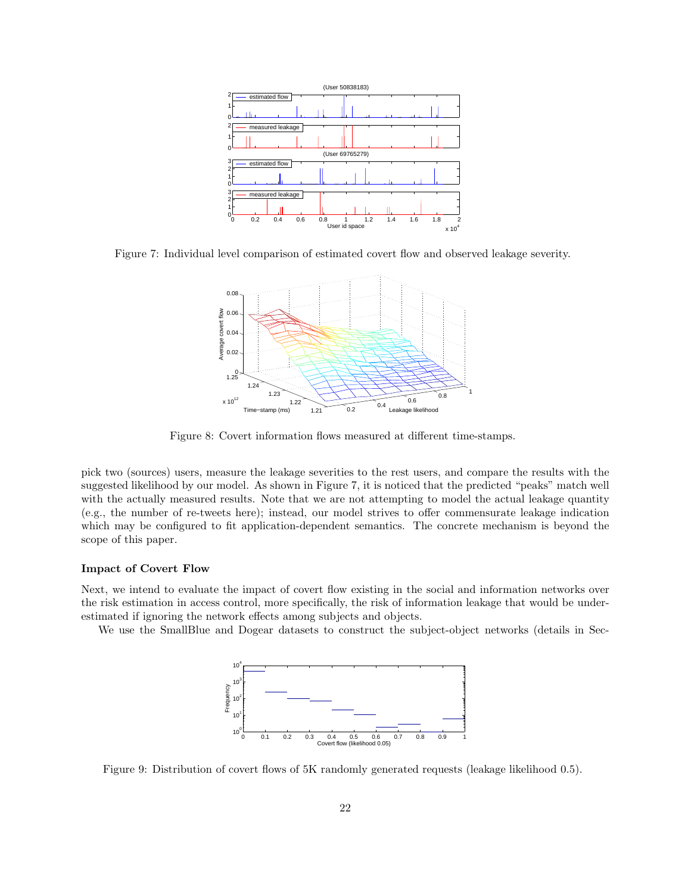Figure 7: Individual level comparison of estimated covert flow and observed leakage severity.

Figure 8: Covert information flows measured at different time-stamps.

pick two (sources) users, measure the leakage severities to the rest users, and compare the results with the suggested likelihood by our model. As shown in Figure 7, it is noticed that the predicted "peaks" match well with the actually measured results. Note that we are not attempting to model the actual leakage quantity (e.g., the number of re-tweets here); instead, our model strives to offer commensurate leakage indication which may be configured to fit application-dependent semantics. The concrete mechanism is beyond the scope of this paper.

**Impact of Covert Flow**

Next, we intend to evaluate the impact of covert flow existing in the social and information networks over the risk estimation in access control, more specifically, the risk of information leakage that would be under-estimated if ignoring the network effects among subjects and objects.

We use the SmallBlue and Dogear datasets to construct the subject-object networks (details in Sec-

Figure 9: Distribution of covert flows of 5K randomly generated requests (leakage likelihood 0.5).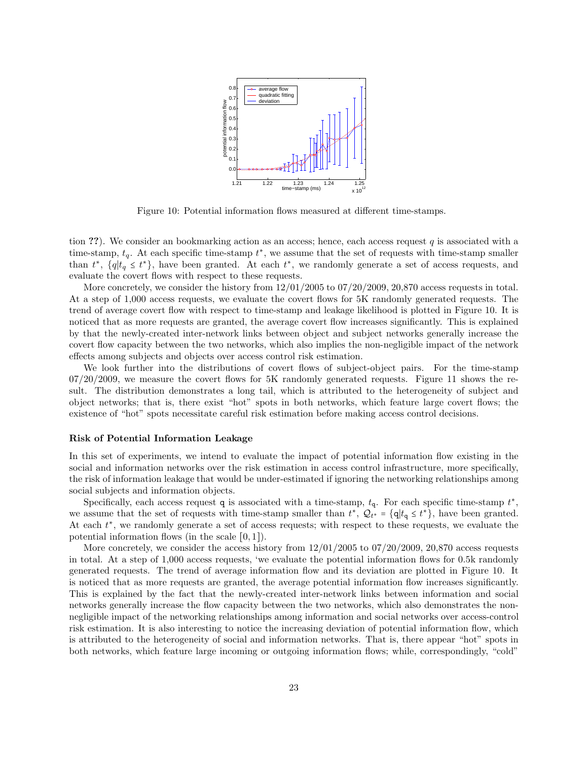Figure 10: Potential information flows measured at different time-stamps.

tion **??**). We consider an bookmarking action as an access; hence, each access request $q$ is associated with a time-stamp, $t_q$. At each specific time-stamp $t^*$, we assume that the set of requests with time-stamp smaller than $t^*$, $\{q|t_q \le t^*\}$, have been granted. At each $t^*$, we randomly generate a set of access requests, and evaluate the covert flows with respect to these requests.

More concretely, we consider the history from 12/01/2005 to 07/20/2009, 20,870 access requests in total. At a step of 1,000 access requests, we evaluate the covert flows for 5K randomly generated requests. The trend of average covert flow with respect to time-stamp and leakage likelihood is plotted in Figure 10. It is noticed that as more requests are granted, the average covert flow increases significantly. This is explained by that the newly-created inter-network links between object and subject networks generally increase the covert flow capacity between the two networks, which also implies the non-negligible impact of the network effects among subjects and objects over access control risk estimation.

We look further into the distributions of covert flows of subject-object pairs. For the time-stamp 07/20/2009, we measure the covert flows for 5K randomly generated requests. Figure 11 shows the result. The distribution demonstrates a long tail, which is attributed to the heterogeneity of subject and object networks; that is, there exist "hot" spots in both networks, which feature large covert flows; the existence of "hot" spots necessitate careful risk estimation before making access control decisions.

#### Risk of Potential Information Leakage

In this set of experiments, we intend to evaluate the impact of potential information flow existing in the social and information networks over the risk estimation in access control infrastructure, more specifically, the risk of information leakage that would be under-estimated if ignoring the networking relationships among social subjects and information objects.

Specifically, each access request $\mathsf{q}$ is associated with a time-stamp, $t_{\mathsf{q}}$. For each specific time-stamp $t^*$, we assume that the set of requests with time-stamp smaller than $t^*$, $\mathcal{Q}_{t^*} = \{\mathsf{q}|t_{\mathsf{q}} \le t^*\}$, have been granted. At each $t^*$, we randomly generate a set of access requests; with respect to these requests, we evaluate the potential information flows (in the scale $[0, 1]$).

More concretely, we consider the access history from 12/01/2005 to 07/20/2009, 20,870 access requests in total. At a step of 1,000 access requests, 'we evaluate the potential information flows for 0.5k randomly generated requests. The trend of average information flow and its deviation are plotted in Figure 10. It is noticed that as more requests are granted, the average potential information flow increases significantly. This is explained by the fact that the newly-created inter-network links between information and social networks generally increase the flow capacity between the two networks, which also demonstrates the non-negligible impact of the networking relationships among information and social networks over access-control risk estimation. It is also interesting to notice the increasing deviation of potential information flow, which is attributed to the heterogeneity of social and information networks. That is, there appear "hot" spots in both networks, which feature large incoming or outgoing information flows; while, correspondingly, "cold"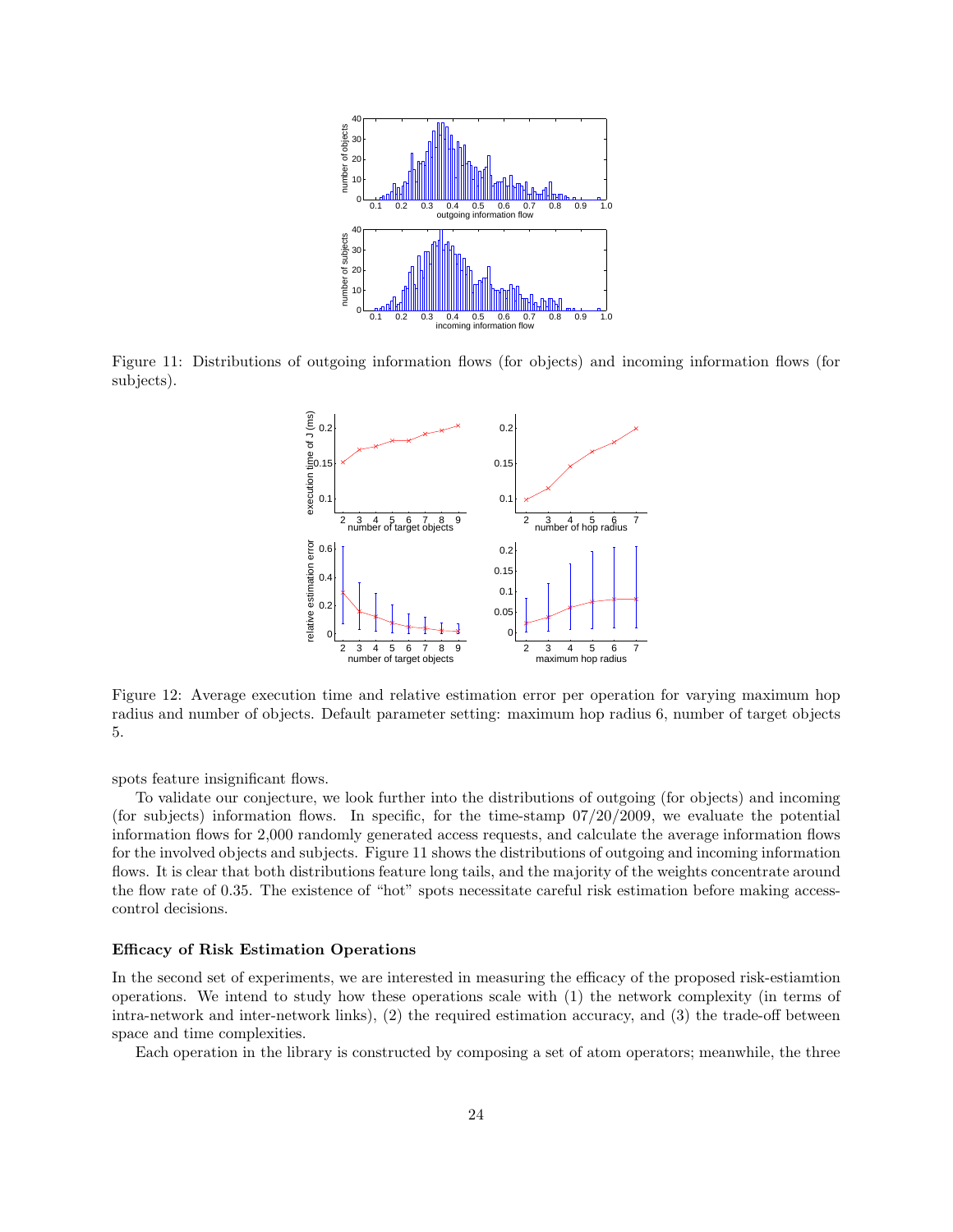Figure 11: Distributions of outgoing information flows (for objects) and incoming information flows (for subjects).

Figure 12: Average execution time and relative estimation error per operation for varying maximum hop radius and number of objects. Default parameter setting: maximum hop radius 6, number of target objects 5.

spots feature insignificant flows.

To validate our conjecture, we look further into the distributions of outgoing (for objects) and incoming (for subjects) information flows. In specific, for the time-stamp 07/20/2009, we evaluate the potential information flows for 2,000 randomly generated access requests, and calculate the average information flows for the involved objects and subjects. Figure 11 shows the distributions of outgoing and incoming information flows. It is clear that both distributions feature long tails, and the majority of the weights concentrate around the flow rate of 0.35. The existence of "hot" spots necessitate careful risk estimation before making access-control decisions.

**Efficacy of Risk Estimation Operations**

In the second set of experiments, we are interested in measuring the efficacy of the proposed risk-estiamtion operations. We intend to study how these operations scale with (1) the network complexity (in terms of intra-network and inter-network links), (2) the required estimation accuracy, and (3) the trade-off between space and time complexities.

Each operation in the library is constructed by composing a set of atom operators; meanwhile, the three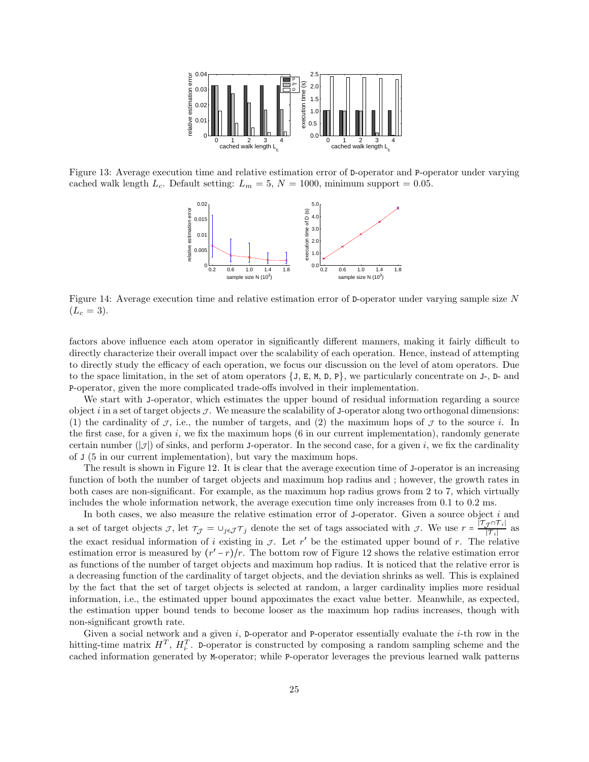Figure 13: Average execution time and relative estimation error of D-operator and P-operator under varying cached walk length $L_c$. Default setting: $L_m = 5$, $N = 1000$, minimum support = 0.05.

Figure 14: Average execution time and relative estimation error of D-operator under varying sample size $N$ ($L_c = 3$).

factors above influence each atom operator in significantly different manners, making it fairly difficult to directly characterize their overall impact over the scalability of each operation. Hence, instead of attempting to directly study the efficacy of each operation, we focus our discussion on the level of atom operators. Due to the space limitation, in the set of atom operators {J, E, M, D, P}, we particularly concentrate on J-, D- and P-operator, given the more complicated trade-offs involved in their implementation.

We start with J-operator, which estimates the upper bound of residual information regarding a source object $i$ in a set of target objects $\mathcal{J}$. We measure the scalability of J-operator along two orthogonal dimensions: (1) the cardinality of $\mathcal{J}$, i.e., the number of targets, and (2) the maximum hops of $\mathcal{J}$ to the source $i$. In the first case, for a given $i$, we fix the maximum hops (6 in our current implementation), randomly generate certain number ($|\mathcal{J}|$) of sinks, and perform J-operator. In the second case, for a given $i$, we fix the cardinality of J (5 in our current implementation), but vary the maximum hops.

The result is shown in Figure 12. It is clear that the average execution time of J-operator is an increasing function of both the number of target objects and maximum hop radius and ; however, the growth rates in both cases are non-significant. For example, as the maximum hop radius grows from 2 to 7, which virtually includes the whole information network, the average execution time only increases from 0.1 to 0.2 ms.

In both cases, we also measure the relative estimation error of J-operator. Given a source object $i$ and a set of target objects $\mathcal{J}$, let $\mathcal{T}_{\mathcal{J}} = \cup_{j \in \mathcal{J}} \mathcal{T}_j$ denote the set of tags associated with $\mathcal{J}$. We use $r = \frac{|\mathcal{T}_{\mathcal{J}} \cap \mathcal{T}_i|}{|\mathcal{T}_i|}$ as the exact residual information of $i$ existing in $\mathcal{J}$. Let $r'$ be the estimated upper bound of $r$. The relative estimation error is measured by $(r' - r)/r$. The bottom row of Figure 12 shows the relative estimation error as functions of the number of target objects and maximum hop radius. It is noticed that the relative error is a decreasing function of the cardinality of target objects, and the deviation shrinks as well. This is explained by the fact that the set of target objects is selected at random, a larger cardinality implies more residual information, i.e., the estimated upper bound appoximates the exact value better. Meanwhile, as expected, the estimation upper bound tends to become looser as the maximum hop radius increases, though with non-significant growth rate.

Given a social network and a given $i$, D-operator and P-operator essentially evaluate the $i$-th row in the hitting-time matrix $H^T$, $H^T_{i\cdot}$. D-operator is constructed by composing a random sampling scheme and the cached information generated by M-operator; while P-operator leverages the previous learned walk patterns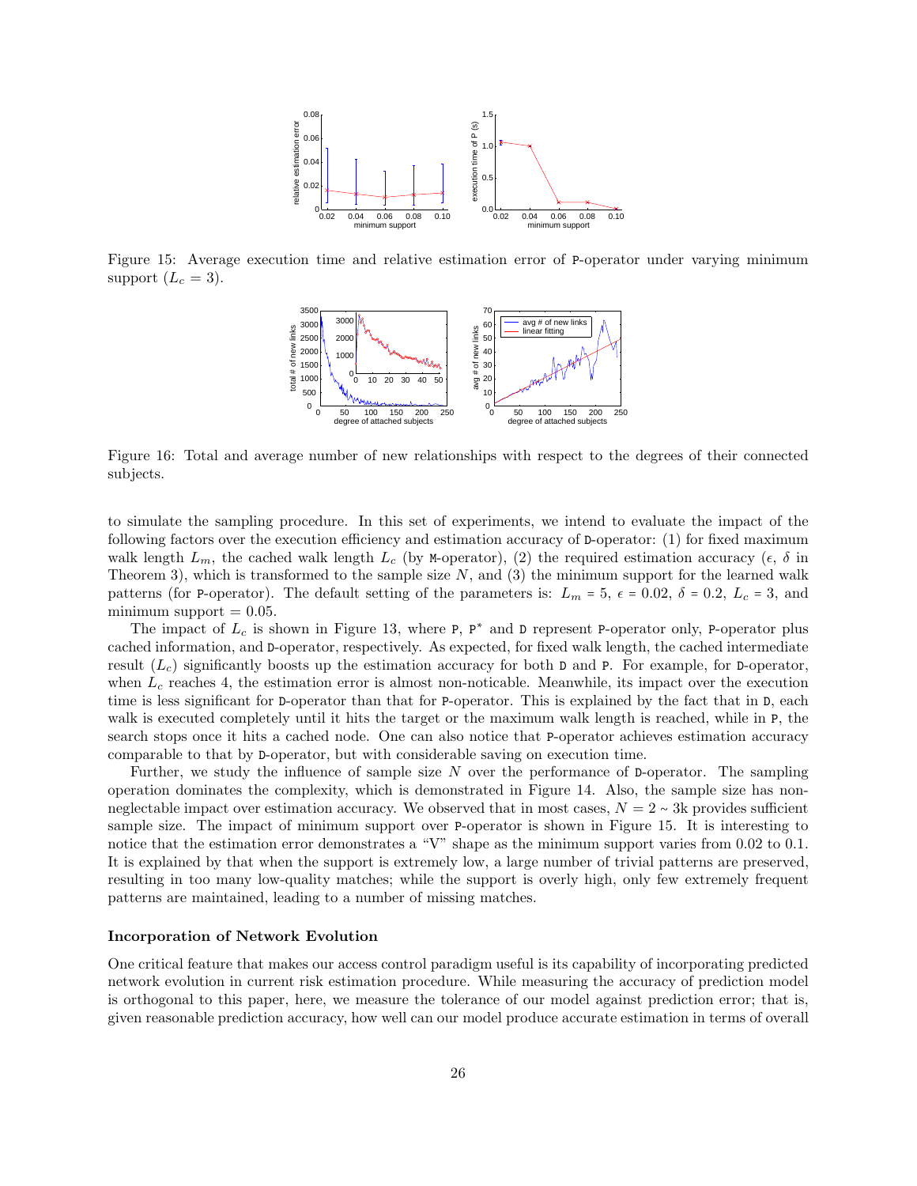Figure 15: Average execution time and relative estimation error of P-operator under varying minimum support ($L_c = 3$).

Figure 16: Total and average number of new relationships with respect to the degrees of their connected subjects.

to simulate the sampling procedure. In this set of experiments, we intend to evaluate the impact of the following factors over the execution efficiency and estimation accuracy of D-operator: (1) for fixed maximum walk length $L_m$, the cached walk length $L_c$ (by M-operator), (2) the required estimation accuracy ($\epsilon$, $\delta$ in Theorem 3), which is transformed to the sample size $N$, and (3) the minimum support for the learned walk patterns (for P-operator). The default setting of the parameters is: $L_m = 5$, $\epsilon = 0.02$, $\delta = 0.2$, $L_c = 3$, and minimum support $= 0.05$.

The impact of $L_c$ is shown in Figure 13, where P, P* and D represent P-operator only, P-operator plus cached information, and D-operator, respectively. As expected, for fixed walk length, the cached intermediate result ($L_c$) significantly boosts up the estimation accuracy for both D and P. For example, for D-operator, when $L_c$ reaches 4, the estimation error is almost non-noticable. Meanwhile, its impact over the execution time is less significant for D-operator than that for P-operator. This is explained by the fact that in D, each walk is executed completely until it hits the target or the maximum walk length is reached, while in P, the search stops once it hits a cached node. One can also notice that P-operator achieves estimation accuracy comparable to that by D-operator, but with considerable saving on execution time.

Further, we study the influence of sample size $N$ over the performance of D-operator. The sampling operation dominates the complexity, which is demonstrated in Figure 14. Also, the sample size has non-neglectable impact over estimation accuracy. We observed that in most cases, $N = 2 \sim 3$k provides sufficient sample size. The impact of minimum support over P-operator is shown in Figure 15. It is interesting to notice that the estimation error demonstrates a "V" shape as the minimum support varies from 0.02 to 0.1. It is explained by that when the support is extremely low, a large number of trivial patterns are preserved, resulting in too many low-quality matches; while the support is overly high, only few extremely frequent patterns are maintained, leading to a number of missing matches.

**Incorporation of Network Evolution**

One critical feature that makes our access control paradigm useful is its capability of incorporating predicted network evolution in current risk estimation procedure. While measuring the accuracy of prediction model is orthogonal to this paper, here, we measure the tolerance of our model against prediction error; that is, given reasonable prediction accuracy, how well can our model produce accurate estimation in terms of overall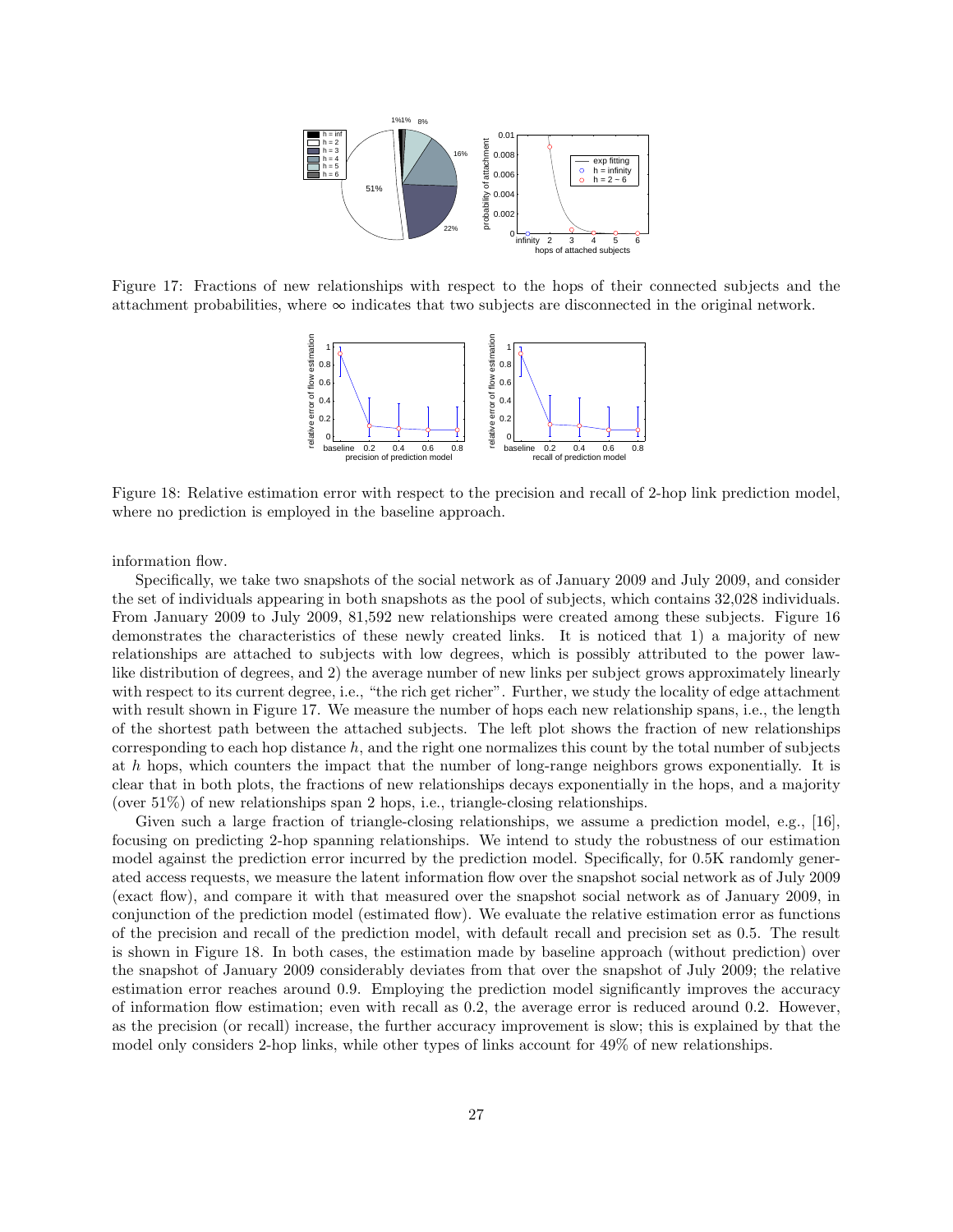Figure 17: Fractions of new relationships with respect to the hops of their connected subjects and the attachment probabilities, where $\infty$ indicates that two subjects are disconnected in the original network.

Figure 18: Relative estimation error with respect to the precision and recall of 2-hop link prediction model, where no prediction is employed in the baseline approach.

information flow.

Specifically, we take two snapshots of the social network as of January 2009 and July 2009, and consider the set of individuals appearing in both snapshots as the pool of subjects, which contains 32,028 individuals. From January 2009 to July 2009, 81,592 new relationships were created among these subjects. Figure 16 demonstrates the characteristics of these newly created links. It is noticed that 1) a majority of new relationships are attached to subjects with low degrees, which is possibly attributed to the power law-like distribution of degrees, and 2) the average number of new links per subject grows approximately linearly with respect to its current degree, i.e., "the rich get richer". Further, we study the locality of edge attachment with result shown in Figure 17. We measure the number of hops each new relationship spans, i.e., the length of the shortest path between the attached subjects. The left plot shows the fraction of new relationships corresponding to each hop distance $h$, and the right one normalizes this count by the total number of subjects at $h$ hops, which counters the impact that the number of long-range neighbors grows exponentially. It is clear that in both plots, the fractions of new relationships decays exponentially in the hops, and a majority (over 51%) of new relationships span 2 hops, i.e., triangle-closing relationships.

Given such a large fraction of triangle-closing relationships, we assume a prediction model, e.g., [16], focusing on predicting 2-hop spanning relationships. We intend to study the robustness of our estimation model against the prediction error incurred by the prediction model. Specifically, for 0.5K randomly generated access requests, we measure the latent information flow over the snapshot social network as of July 2009 (exact flow), and compare it with that measured over the snapshot social network as of January 2009, in conjunction of the prediction model (estimated flow). We evaluate the relative estimation error as functions of the precision and recall of the prediction model, with default recall and precision set as 0.5. The result is shown in Figure 18. In both cases, the estimation made by baseline approach (without prediction) over the snapshot of January 2009 considerably deviates from that over the snapshot of July 2009; the relative estimation error reaches around 0.9. Employing the prediction model significantly improves the accuracy of information flow estimation; even with recall as 0.2, the average error is reduced around 0.2. However, as the precision (or recall) increase, the further accuracy improvement is slow; this is explained by that the model only considers 2-hop links, while other types of links account for 49% of new relationships.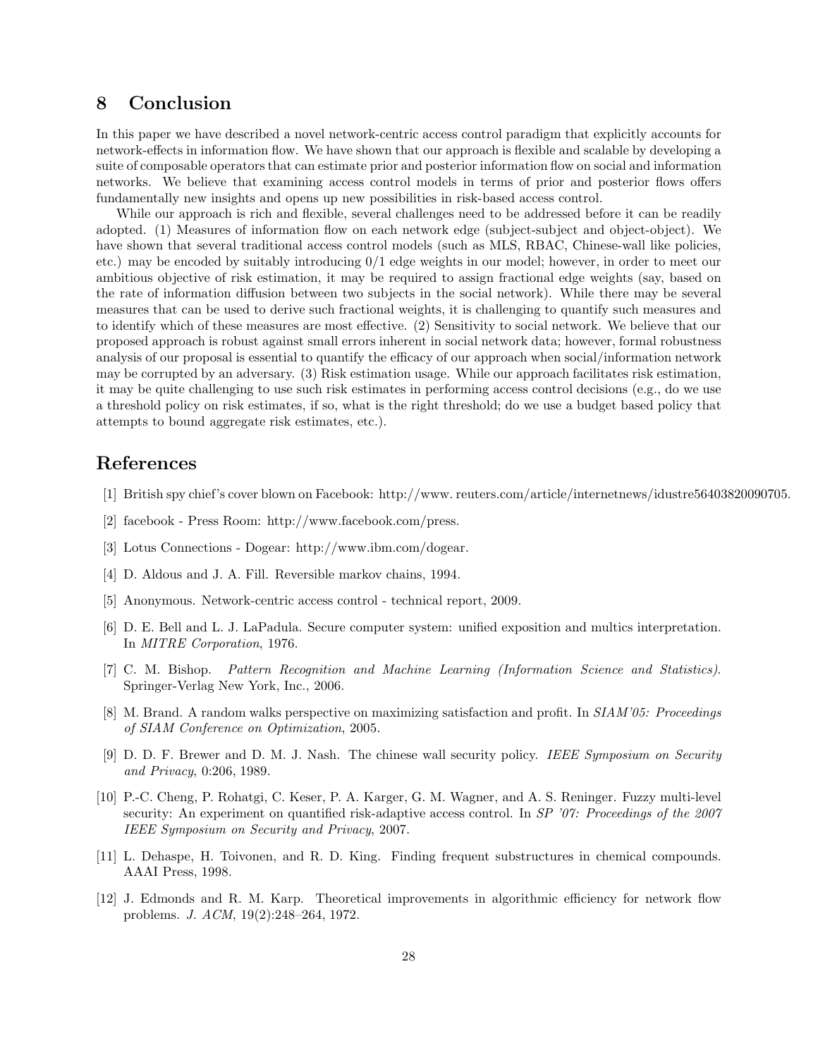## 8 Conclusion

In this paper we have described a novel network-centric access control paradigm that explicitly accounts for network-effects in information flow. We have shown that our approach is flexible and scalable by developing a suite of composable operators that can estimate prior and posterior information flow on social and information networks. We believe that examining access control models in terms of prior and posterior flows offers fundamentally new insights and opens up new possibilities in risk-based access control.

While our approach is rich and flexible, several challenges need to be addressed before it can be readily adopted. (1) Measures of information flow on each network edge (subject-subject and object-object). We have shown that several traditional access control models (such as MLS, RBAC, Chinese-wall like policies, etc.) may be encoded by suitably introducing 0/1 edge weights in our model; however, in order to meet our ambitious objective of risk estimation, it may be required to assign fractional edge weights (say, based on the rate of information diffusion between two subjects in the social network). While there may be several measures that can be used to derive such fractional weights, it is challenging to quantify such measures and to identify which of these measures are most effective. (2) Sensitivity to social network. We believe that our proposed approach is robust against small errors inherent in social network data; however, formal robustness analysis of our proposal is essential to quantify the efficacy of our approach when social/information network may be corrupted by an adversary. (3) Risk estimation usage. While our approach facilitates risk estimation, it may be quite challenging to use such risk estimates in performing access control decisions (e.g., do we use a threshold policy on risk estimates, if so, what is the right threshold; do we use a budget based policy that attempts to bound aggregate risk estimates, etc.).

## References

[1] British spy chief's cover blown on Facebook: http://www. reuters.com/article/internetnews/idustre56403820090705.

[2] facebook - Press Room: http://www.facebook.com/press.

[3] Lotus Connections - Dogear: http://www.ibm.com/dogear.

[4] D. Aldous and J. A. Fill. Reversible markov chains, 1994.

[5] Anonymous. Network-centric access control - technical report, 2009.

[6] D. E. Bell and L. J. LaPadula. Secure computer system: unified exposition and multics interpretation. In *MITRE Corporation*, 1976.

[7] C. M. Bishop. *Pattern Recognition and Machine Learning (Information Science and Statistics)*. Springer-Verlag New York, Inc., 2006.

[8] M. Brand. A random walks perspective on maximizing satisfaction and profit. In *SIAM'05: Proceedings of SIAM Conference on Optimization*, 2005.

[9] D. D. F. Brewer and D. M. J. Nash. The chinese wall security policy. *IEEE Symposium on Security and Privacy*, 0:206, 1989.

[10] P.-C. Cheng, P. Rohatgi, C. Keser, P. A. Karger, G. M. Wagner, and A. S. Reninger. Fuzzy multi-level security: An experiment on quantified risk-adaptive access control. In *SP '07: Proceedings of the 2007 IEEE Symposium on Security and Privacy*, 2007.

[11] L. Dehaspe, H. Toivonen, and R. D. King. Finding frequent substructures in chemical compounds. AAAI Press, 1998.

[12] J. Edmonds and R. M. Karp. Theoretical improvements in algorithmic efficiency for network flow problems. *J. ACM*, 19(2):248–264, 1972.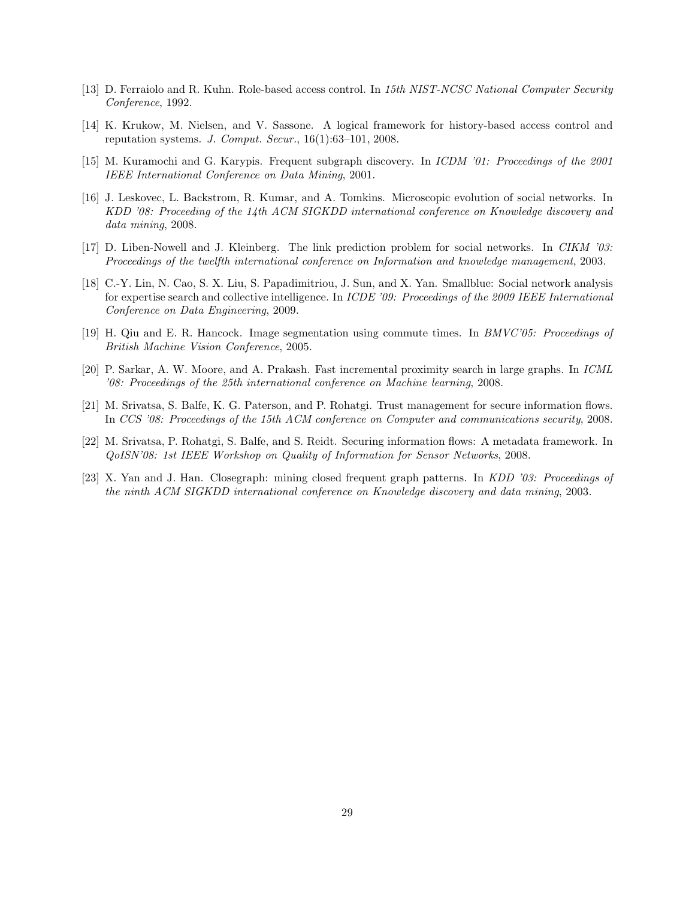[13] D. Ferraiolo and R. Kuhn. Role-based access control. In *15th NIST-NCSC National Computer Security Conference*, 1992.

[14] K. Krukow, M. Nielsen, and V. Sassone. A logical framework for history-based access control and reputation systems. *J. Comput. Secur.*, 16(1):63–101, 2008.

[15] M. Kuramochi and G. Karypis. Frequent subgraph discovery. In *ICDM '01: Proceedings of the 2001 IEEE International Conference on Data Mining*, 2001.

[16] J. Leskovec, L. Backstrom, R. Kumar, and A. Tomkins. Microscopic evolution of social networks. In *KDD '08: Proceeding of the 14th ACM SIGKDD international conference on Knowledge discovery and data mining*, 2008.

[17] D. Liben-Nowell and J. Kleinberg. The link prediction problem for social networks. In *CIKM '03: Proceedings of the twelfth international conference on Information and knowledge management*, 2003.

[18] C.-Y. Lin, N. Cao, S. X. Liu, S. Papadimitriou, J. Sun, and X. Yan. Smallblue: Social network analysis for expertise search and collective intelligence. In *ICDE '09: Proceedings of the 2009 IEEE International Conference on Data Engineering*, 2009.

[19] H. Qiu and E. R. Hancock. Image segmentation using commute times. In *BMVC'05: Proceedings of British Machine Vision Conference*, 2005.

[20] P. Sarkar, A. W. Moore, and A. Prakash. Fast incremental proximity search in large graphs. In *ICML '08: Proceedings of the 25th international conference on Machine learning*, 2008.

[21] M. Srivatsa, S. Balfe, K. G. Paterson, and P. Rohatgi. Trust management for secure information flows. In *CCS '08: Proceedings of the 15th ACM conference on Computer and communications security*, 2008.

[22] M. Srivatsa, P. Rohatgi, S. Balfe, and S. Reidt. Securing information flows: A metadata framework. In *QoISN'08: 1st IEEE Workshop on Quality of Information for Sensor Networks*, 2008.

[23] X. Yan and J. Han. Closegraph: mining closed frequent graph patterns. In *KDD '03: Proceedings of the ninth ACM SIGKDD international conference on Knowledge discovery and data mining*, 2003.